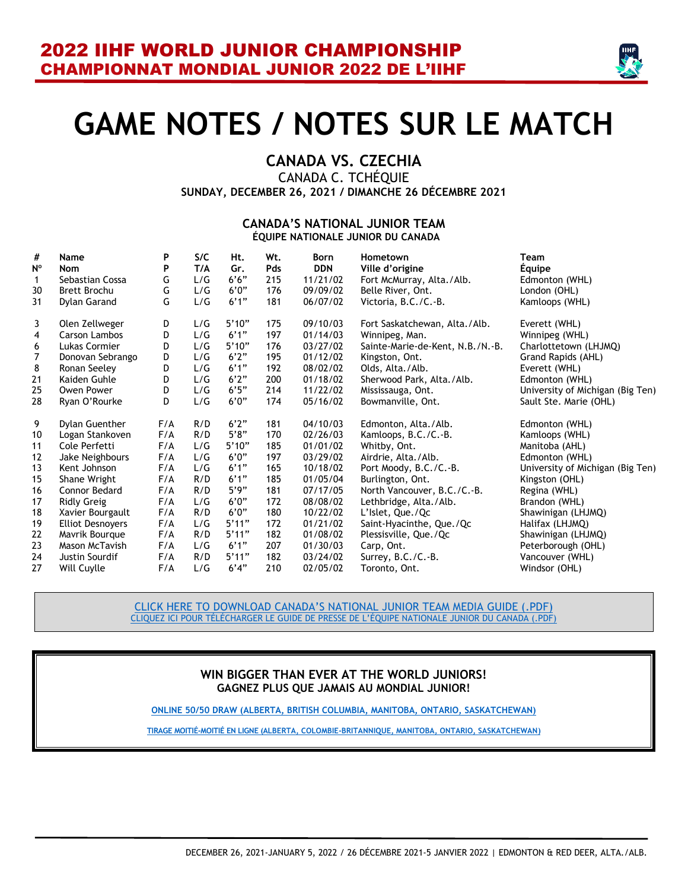# 2022 IIHF WORLD JUNIOR CHAMPIONSHIP
# CHAMPIONNAT MONDIAL JUNIOR 2022 DE L'IIHF

# GAME NOTES / NOTES SUR LE MATCH

## CANADA VS. CZECHIA

CANADA C. TCHÉQUIE

**SUNDAY, DECEMBER 26, 2021 / DIMANCHE 26 DÉCEMBRE 2021**

### CANADA'S NATIONAL JUNIOR TEAM
**ÉQUIPE NATIONALE JUNIOR DU CANADA**

| # / Nº | Name / Nom | P / P | S/C / T/A | Ht. / Gr. | Wt. / Pds | Born / DDN | Hometown / Ville d'origine | Team / Équipe |
|---|---|---|---|---|---|---|---|---|
| 1 | Sebastian Cossa | G | L/G | 6'6" | 215 | 11/21/02 | Fort McMurray, Alta./Alb. | Edmonton (WHL) |
| 30 | Brett Brochu | G | L/G | 6'0" | 176 | 09/09/02 | Belle River, Ont. | London (OHL) |
| 31 | Dylan Garand | G | L/G | 6'1" | 181 | 06/07/02 | Victoria, B.C./C.-B. | Kamloops (WHL) |
| 3 | Olen Zellweger | D | L/G | 5'10" | 175 | 09/10/03 | Fort Saskatchewan, Alta./Alb. | Everett (WHL) |
| 4 | Carson Lambos | D | L/G | 6'1" | 197 | 01/14/03 | Winnipeg, Man. | Winnipeg (WHL) |
| 6 | Lukas Cormier | D | L/G | 5'10" | 176 | 03/27/02 | Sainte-Marie-de-Kent, N.B./N.-B. | Charlottetown (LHJMQ) |
| 7 | Donovan Sebrango | D | L/G | 6'2" | 195 | 01/12/02 | Kingston, Ont. | Grand Rapids (AHL) |
| 8 | Ronan Seeley | D | L/G | 6'1" | 192 | 08/02/02 | Olds, Alta./Alb. | Everett (WHL) |
| 21 | Kaiden Guhle | D | L/G | 6'2" | 200 | 01/18/02 | Sherwood Park, Alta./Alb. | Edmonton (WHL) |
| 25 | Owen Power | D | L/G | 6'5" | 214 | 11/22/02 | Mississauga, Ont. | University of Michigan (Big Ten) |
| 28 | Ryan O'Rourke | D | L/G | 6'0" | 174 | 05/16/02 | Bowmanville, Ont. | Sault Ste. Marie (OHL) |
| 9 | Dylan Guenther | F/A | R/D | 6'2" | 181 | 04/10/03 | Edmonton, Alta./Alb. | Edmonton (WHL) |
| 10 | Logan Stankoven | F/A | R/D | 5'8" | 170 | 02/26/03 | Kamloops, B.C./C.-B. | Kamloops (WHL) |
| 11 | Cole Perfetti | F/A | L/G | 5'10" | 185 | 01/01/02 | Whitby, Ont. | Manitoba (AHL) |
| 12 | Jake Neighbours | F/A | L/G | 6'0" | 197 | 03/29/02 | Airdrie, Alta./Alb. | Edmonton (WHL) |
| 13 | Kent Johnson | F/A | L/G | 6'1" | 165 | 10/18/02 | Port Moody, B.C./C.-B. | University of Michigan (Big Ten) |
| 15 | Shane Wright | F/A | R/D | 6'1" | 185 | 01/05/04 | Burlington, Ont. | Kingston (OHL) |
| 16 | Connor Bedard | F/A | R/D | 5'9" | 181 | 07/17/05 | North Vancouver, B.C./C.-B. | Regina (WHL) |
| 17 | Ridly Greig | F/A | L/G | 6'0" | 172 | 08/08/02 | Lethbridge, Alta./Alb. | Brandon (WHL) |
| 18 | Xavier Bourgault | F/A | R/D | 6'0" | 180 | 10/22/02 | L'Islet, Que./Qc | Shawinigan (LHJMQ) |
| 19 | Elliot Desnoyers | F/A | L/G | 5'11" | 172 | 01/21/02 | Saint-Hyacinthe, Que./Qc | Halifax (LHJMQ) |
| 22 | Mavrik Bourque | F/A | R/D | 5'11" | 182 | 01/08/02 | Plessisville, Que./Qc | Shawinigan (LHJMQ) |
| 23 | Mason McTavish | F/A | L/G | 6'1" | 207 | 01/30/03 | Carp, Ont. | Peterborough (OHL) |
| 24 | Justin Sourdif | F/A | R/D | 5'11" | 182 | 03/24/02 | Surrey, B.C./C.-B. | Vancouver (WHL) |
| 27 | Will Cuyllе | F/A | L/G | 6'4" | 210 | 02/05/02 | Toronto, Ont. | Windsor (OHL) |

CLICK HERE TO DOWNLOAD CANADA'S NATIONAL JUNIOR TEAM MEDIA GUIDE (.PDF)
CLIQUEZ ICI POUR TÉLÉCHARGER LE GUIDE DE PRESSE DE L'ÉQUIPE NATIONALE JUNIOR DU CANADA (.PDF)

**WIN BIGGER THAN EVER AT THE WORLD JUNIORS!**
**GAGNEZ PLUS QUE JAMAIS AU MONDIAL JUNIOR!**

ONLINE 50/50 DRAW (ALBERTA, BRITISH COLUMBIA, MANITOBA, ONTARIO, SASKATCHEWAN)

TIRAGE MOITIÉ-MOITIÉ EN LIGNE (ALBERTA, COLOMBIE-BRITANNIQUE, MANITOBA, ONTARIO, SASKATCHEWAN)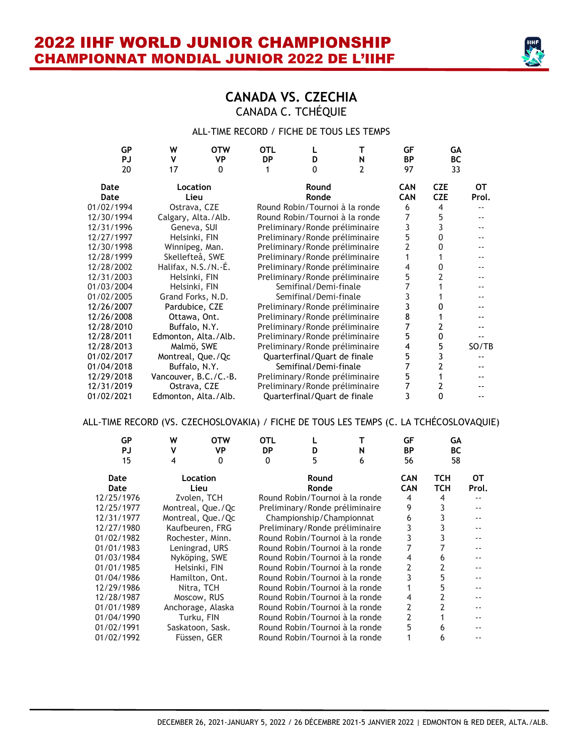## CANADA VS. CZECHIA
### CANADA C. TCHÉQUIE

ALL-TIME RECORD / FICHE DE TOUS LES TEMPS

| GP<br>PJ | W<br>V | OTW<br>VP | OTL<br>DP | L<br>D | T<br>N | GF<br>BP | GA<br>BC |
|---|---|---|---|---|---|---|---|
| 20 | 17 | 0 | 1 | 0 | 2 | 97 | 33 |

| Date<br>Date | Location<br>Lieu | Round<br>Ronde | CAN<br>CAN | CZE<br>CZE | OT<br>Prol. |
|---|---|---|---|---|---|
| 01/02/1994 | Ostrava, CZE | Round Robin/Tournoi à la ronde | 6 | 4 | -- |
| 12/30/1994 | Calgary, Alta./Alb. | Round Robin/Tournoi à la ronde | 7 | 5 | -- |
| 12/31/1996 | Geneva, SUI | Preliminary/Ronde préliminaire | 3 | 3 | -- |
| 12/27/1997 | Helsinki, FIN | Preliminary/Ronde préliminaire | 5 | 0 | -- |
| 12/30/1998 | Winnipeg, Man. | Preliminary/Ronde préliminaire | 2 | 0 | -- |
| 12/28/1999 | Skellefteå, SWE | Preliminary/Ronde préliminaire | 1 | 1 | -- |
| 12/28/2002 | Halifax, N.S./N.-É. | Preliminary/Ronde préliminaire | 4 | 0 | -- |
| 12/31/2003 | Helsinki, FIN | Preliminary/Ronde préliminaire | 5 | 2 | -- |
| 01/03/2004 | Helsinki, FIN | Semifinal/Demi-finale | 7 | 1 | -- |
| 01/02/2005 | Grand Forks, N.D. | Semifinal/Demi-finale | 3 | 1 | -- |
| 12/26/2007 | Pardubice, CZE | Preliminary/Ronde préliminaire | 3 | 0 | -- |
| 12/26/2008 | Ottawa, Ont. | Preliminary/Ronde préliminaire | 8 | 1 | -- |
| 12/28/2010 | Buffalo, N.Y. | Preliminary/Ronde préliminaire | 7 | 2 | -- |
| 12/28/2011 | Edmonton, Alta./Alb. | Preliminary/Ronde préliminaire | 5 | 0 | -- |
| 12/28/2013 | Malmö, SWE | Preliminary/Ronde préliminaire | 4 | 5 | SO/TB |
| 01/02/2017 | Montreal, Que./Qc | Quarterfinal/Quart de finale | 5 | 3 | -- |
| 01/04/2018 | Buffalo, N.Y. | Semifinal/Demi-finale | 7 | 2 | -- |
| 12/29/2018 | Vancouver, B.C./C.-B. | Preliminary/Ronde préliminaire | 5 | 1 | -- |
| 12/31/2019 | Ostrava, CZE | Preliminary/Ronde préliminaire | 7 | 2 | -- |
| 01/02/2021 | Edmonton, Alta./Alb. | Quarterfinal/Quart de finale | 3 | 0 | -- |

ALL-TIME RECORD (VS. CZECHOSLOVAKIA) / FICHE DE TOUS LES TEMPS (C. LA TCHÉCOSLOVAQUIE)

| GP<br>PJ | W<br>V | OTW<br>VP | OTL<br>DP | L<br>D | T<br>N | GF<br>BP | GA<br>BC |
|---|---|---|---|---|---|---|---|
| 15 | 4 | 0 | 0 | 5 | 6 | 56 | 58 |

| Date<br>Date | Location<br>Lieu | Round<br>Ronde | CAN<br>CAN | TCH<br>TCH | OT<br>Prol. |
|---|---|---|---|---|---|
| 12/25/1976 | Zvolen, TCH | Round Robin/Tournoi à la ronde | 4 | 4 | -- |
| 12/25/1977 | Montreal, Que./Qc | Preliminary/Ronde préliminaire | 9 | 3 | -- |
| 12/31/1977 | Montreal, Que./Qc | Championship/Championnat | 6 | 3 | -- |
| 12/27/1980 | Kaufbeuren, FRG | Preliminary/Ronde préliminaire | 3 | 3 | -- |
| 01/02/1982 | Rochester, Minn. | Round Robin/Tournoi à la ronde | 3 | 3 | -- |
| 01/01/1983 | Leningrad, URS | Round Robin/Tournoi à la ronde | 7 | 7 | -- |
| 01/03/1984 | Nyköping, SWE | Round Robin/Tournoi à la ronde | 4 | 6 | -- |
| 01/01/1985 | Helsinki, FIN | Round Robin/Tournoi à la ronde | 2 | 2 | -- |
| 01/04/1986 | Hamilton, Ont. | Round Robin/Tournoi à la ronde | 3 | 5 | -- |
| 12/29/1986 | Nitra, TCH | Round Robin/Tournoi à la ronde | 1 | 5 | -- |
| 12/28/1987 | Moscow, RUS | Round Robin/Tournoi à la ronde | 4 | 2 | -- |
| 01/01/1989 | Anchorage, Alaska | Round Robin/Tournoi à la ronde | 2 | 2 | -- |
| 01/04/1990 | Turku, FIN | Round Robin/Tournoi à la ronde | 2 | 1 | -- |
| 01/02/1991 | Saskatoon, Sask. | Round Robin/Tournoi à la ronde | 5 | 6 | -- |
| 01/02/1992 | Füssen, GER | Round Robin/Tournoi à la ronde | 1 | 6 | -- |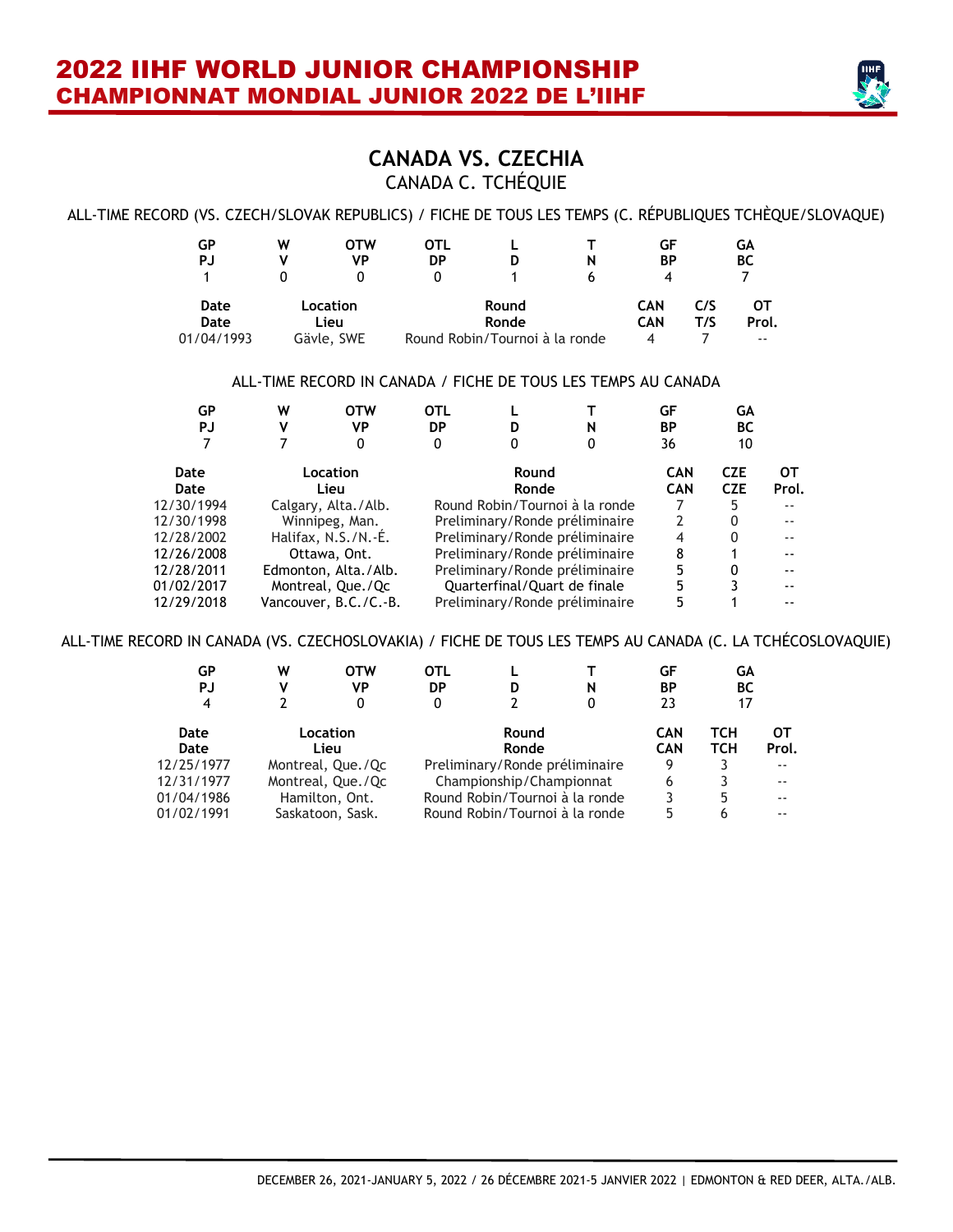## CANADA VS. CZECHIA
### CANADA C. TCHÉQUIE

ALL-TIME RECORD (VS. CZECH/SLOVAK REPUBLICS) / FICHE DE TOUS LES TEMPS (C. RÉPUBLIQUES TCHÈQUE/SLOVAQUE)

| GP<br>PJ | W<br>V | OTW<br>VP | OTL<br>DP | L<br>D | T<br>N | GF<br>BP | GA<br>BC |
|---|---|---|---|---|---|---|---|
| 1 | 0 | 0 | 0 | 1 | 6 | 4 | 7 |

| Date<br>Date | Location<br>Lieu | Round<br>Ronde | CAN<br>CAN | C/S<br>T/S | OT<br>Prol. |
|---|---|---|---|---|---|
| 01/04/1993 | Gävle, SWE | Round Robin/Tournoi à la ronde | 4 | 7 | -- |

ALL-TIME RECORD IN CANADA / FICHE DE TOUS LES TEMPS AU CANADA

| GP<br>PJ | W<br>V | OTW<br>VP | OTL<br>DP | L<br>D | T<br>N | GF<br>BP | GA<br>BC |
|---|---|---|---|---|---|---|---|
| 7 | 7 | 0 | 0 | 0 | 0 | 36 | 10 |

| Date<br>Date | Location<br>Lieu | Round<br>Ronde | CAN<br>CAN | CZE<br>CZE | OT<br>Prol. |
|---|---|---|---|---|---|
| 12/30/1994 | Calgary, Alta./Alb. | Round Robin/Tournoi à la ronde | 7 | 5 | -- |
| 12/30/1998 | Winnipeg, Man. | Preliminary/Ronde préliminaire | 2 | 0 | -- |
| 12/28/2002 | Halifax, N.S./N.-É. | Preliminary/Ronde préliminaire | 4 | 0 | -- |
| 12/26/2008 | Ottawa, Ont. | Preliminary/Ronde préliminaire | 8 | 1 | -- |
| 12/28/2011 | Edmonton, Alta./Alb. | Preliminary/Ronde préliminaire | 5 | 0 | -- |
| 01/02/2017 | Montreal, Que./Qc | Quarterfinal/Quart de finale | 5 | 3 | -- |
| 12/29/2018 | Vancouver, B.C./C.-B. | Preliminary/Ronde préliminaire | 5 | 1 | -- |

ALL-TIME RECORD IN CANADA (VS. CZECHOSLOVAKIA) / FICHE DE TOUS LES TEMPS AU CANADA (C. LA TCHÉCOSLOVAQUIE)

| GP<br>PJ | W<br>V | OTW<br>VP | OTL<br>DP | L<br>D | T<br>N | GF<br>BP | GA<br>BC |
|---|---|---|---|---|---|---|---|
| 4 | 2 | 0 | 0 | 2 | 0 | 23 | 17 |

| Date<br>Date | Location<br>Lieu | Round<br>Ronde | CAN<br>CAN | TCH<br>TCH | OT<br>Prol. |
|---|---|---|---|---|---|
| 12/25/1977 | Montreal, Que./Qc | Preliminary/Ronde préliminaire | 9 | 3 | -- |
| 12/31/1977 | Montreal, Que./Qc | Championship/Championnat | 6 | 3 | -- |
| 01/04/1986 | Hamilton, Ont. | Round Robin/Tournoi à la ronde | 3 | 5 | -- |
| 01/02/1991 | Saskatoon, Sask. | Round Robin/Tournoi à la ronde | 5 | 6 | -- |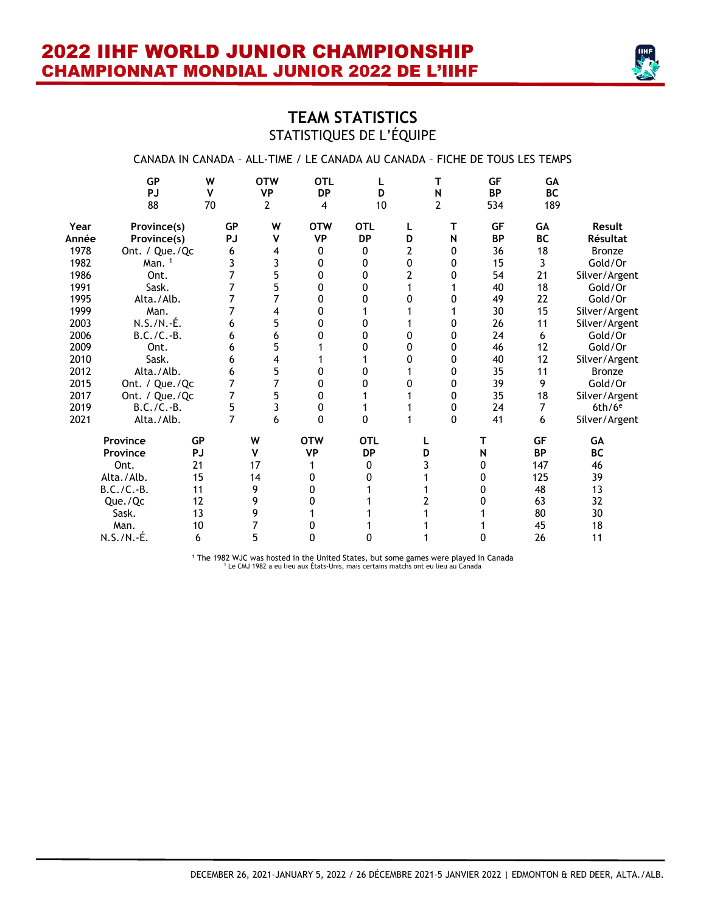# TEAM STATISTICS
## STATISTIQUES DE L'ÉQUIPE

CANADA IN CANADA – ALL-TIME / LE CANADA AU CANADA – FICHE DE TOUS LES TEMPS

| GP<br>PJ | W<br>V | OTW<br>VP | OTL<br>DP | L<br>D | T<br>N | GF<br>BP | GA<br>BC |
|---|---|---|---|---|---|---|---|
| 88 | 70 | 2 | 4 | 10 | 2 | 534 | 189 |

| Year<br>Année | Province(s)<br>Province(s) | GP<br>PJ | W<br>V | OTW<br>VP | OTL<br>DP | L<br>D | T<br>N | GF<br>BP | GA<br>BC | Result<br>Résultat |
|---|---|---|---|---|---|---|---|---|---|---|
| 1978 | Ont. / Que./Qc | 6 | 4 | 0 | 0 | 2 | 0 | 36 | 18 | Bronze |
| 1982 | Man. [1] | 3 | 3 | 0 | 0 | 0 | 0 | 15 | 3 | Gold/Or |
| 1986 | Ont. | 7 | 5 | 0 | 0 | 2 | 0 | 54 | 21 | Silver/Argent |
| 1991 | Sask. | 7 | 5 | 0 | 0 | 1 | 1 | 40 | 18 | Gold/Or |
| 1995 | Alta./Alb. | 7 | 7 | 0 | 0 | 0 | 0 | 49 | 22 | Gold/Or |
| 1999 | Man. | 7 | 4 | 0 | 1 | 1 | 1 | 30 | 15 | Silver/Argent |
| 2003 | N.S./N.-É. | 6 | 5 | 0 | 0 | 1 | 0 | 26 | 11 | Silver/Argent |
| 2006 | B.C./C.-B. | 6 | 6 | 0 | 0 | 0 | 0 | 24 | 6 | Gold/Or |
| 2009 | Ont. | 6 | 5 | 1 | 0 | 0 | 0 | 46 | 12 | Gold/Or |
| 2010 | Sask. | 6 | 4 | 1 | 1 | 0 | 0 | 40 | 12 | Silver/Argent |
| 2012 | Alta./Alb. | 6 | 5 | 0 | 0 | 1 | 0 | 35 | 11 | Bronze |
| 2015 | Ont. / Que./Qc | 7 | 7 | 0 | 0 | 0 | 0 | 39 | 9 | Gold/Or |
| 2017 | Ont. / Que./Qc | 7 | 5 | 0 | 1 | 1 | 0 | 35 | 18 | Silver/Argent |
| 2019 | B.C./C.-B. | 5 | 3 | 0 | 1 | 1 | 0 | 24 | 7 | 6th/6e |
| 2021 | Alta./Alb. | 7 | 6 | 0 | 0 | 1 | 0 | 41 | 6 | Silver/Argent |

| Province<br>Province | GP<br>PJ | W<br>V | OTW<br>VP | OTL<br>DP | L<br>D | T<br>N | GF<br>BP | GA<br>BC |
|---|---|---|---|---|---|---|---|---|
| Ont. | 21 | 17 | 1 | 0 | 3 | 0 | 147 | 46 |
| Alta./Alb. | 15 | 14 | 0 | 0 | 1 | 0 | 125 | 39 |
| B.C./C.-B. | 11 | 9 | 0 | 1 | 1 | 0 | 48 | 13 |
| Que./Qc | 12 | 9 | 0 | 1 | 2 | 0 | 63 | 32 |
| Sask. | 13 | 9 | 1 | 1 | 1 | 1 | 80 | 30 |
| Man. | 10 | 7 | 0 | 1 | 1 | 1 | 45 | 18 |
| N.S./N.-É. | 6 | 5 | 0 | 0 | 1 | 0 | 26 | 11 |

[1] The 1982 WJC was hosted in the United States, but some games were played in Canada
[1] Le CMJ 1982 a eu lieu aux États-Unis, mais certains matchs ont eu lieu au Canada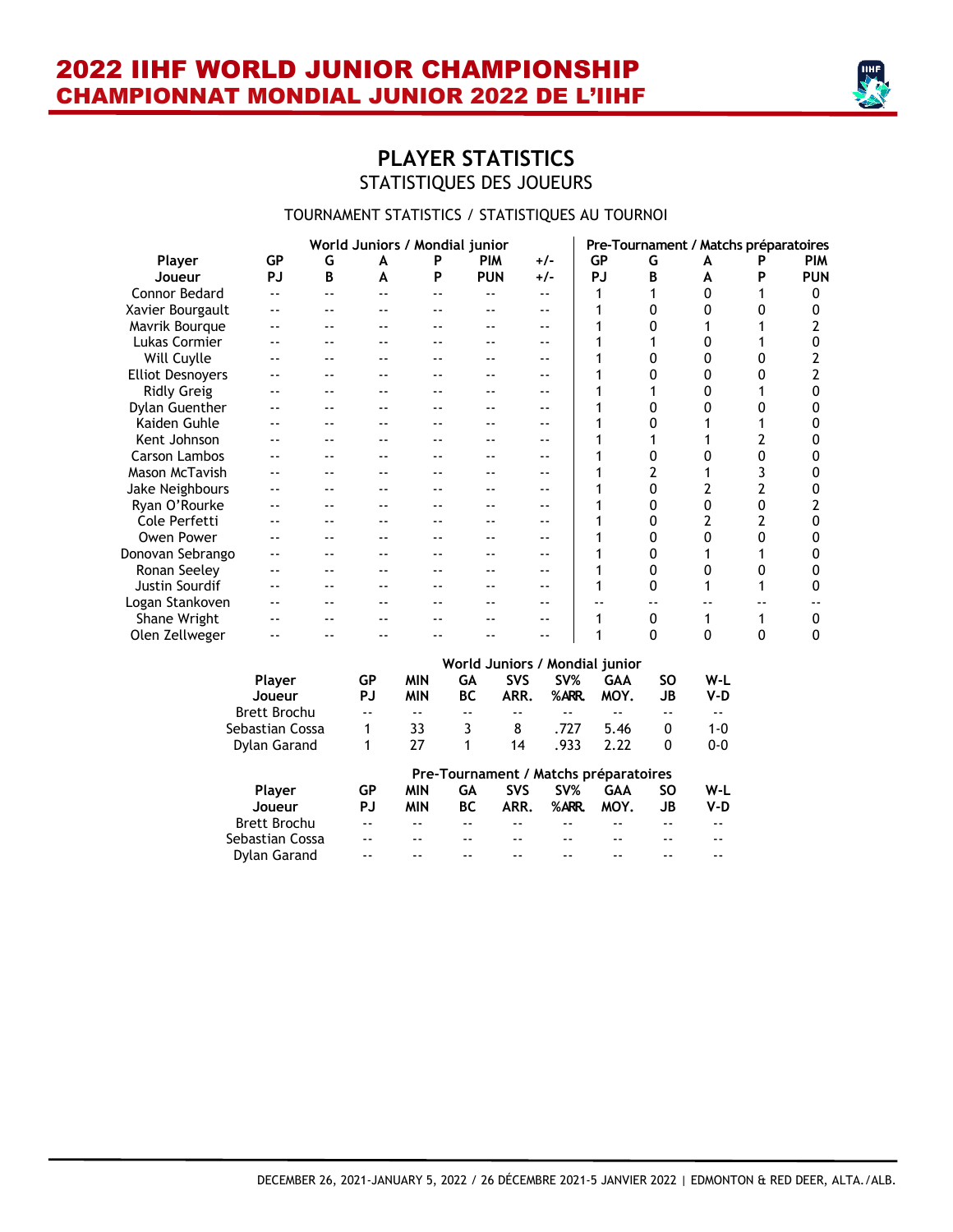# 2022 IIHF WORLD JUNIOR CHAMPIONSHIP
# CHAMPIONNAT MONDIAL JUNIOR 2022 DE L'IIHF

## PLAYER STATISTICS
### STATISTIQUES DES JOUEURS

TOURNAMENT STATISTICS / STATISTIQUES AU TOURNOI

| | World Juniors / Mondial junior | | | | | | Pre-Tournament / Matchs préparatoires | | | | |
|---|---|---|---|---|---|---|---|---|---|---|---|
| **Player Joueur** | **GP PJ** | **G B** | **A A** | **P P** | **PIM PUN** | **+/- +/-** | **GP PJ** | **G B** | **A A** | **P P** | **PIM PUN** |
| Connor Bedard | -- | -- | -- | -- | -- | -- | 1 | 1 | 0 | 1 | 0 |
| Xavier Bourgault | -- | -- | -- | -- | -- | -- | 1 | 0 | 0 | 0 | 0 |
| Mavrik Bourque | -- | -- | -- | -- | -- | -- | 1 | 0 | 1 | 1 | 2 |
| Lukas Cormier | -- | -- | -- | -- | -- | -- | 1 | 1 | 0 | 1 | 0 |
| Will Cuylle | -- | -- | -- | -- | -- | -- | 1 | 0 | 0 | 0 | 2 |
| Elliot Desnoyers | -- | -- | -- | -- | -- | -- | 1 | 0 | 0 | 0 | 2 |
| Ridly Greig | -- | -- | -- | -- | -- | -- | 1 | 1 | 0 | 1 | 0 |
| Dylan Guenther | -- | -- | -- | -- | -- | -- | 1 | 0 | 0 | 0 | 0 |
| Kaiden Guhle | -- | -- | -- | -- | -- | -- | 1 | 0 | 1 | 1 | 0 |
| Kent Johnson | -- | -- | -- | -- | -- | -- | 1 | 1 | 1 | 2 | 0 |
| Carson Lambos | -- | -- | -- | -- | -- | -- | 1 | 0 | 0 | 0 | 0 |
| Mason McTavish | -- | -- | -- | -- | -- | -- | 1 | 2 | 1 | 3 | 0 |
| Jake Neighbours | -- | -- | -- | -- | -- | -- | 1 | 0 | 2 | 2 | 0 |
| Ryan O'Rourke | -- | -- | -- | -- | -- | -- | 1 | 0 | 0 | 0 | 2 |
| Cole Perfetti | -- | -- | -- | -- | -- | -- | 1 | 0 | 2 | 2 | 0 |
| Owen Power | -- | -- | -- | -- | -- | -- | 1 | 0 | 0 | 0 | 0 |
| Donovan Sebrango | -- | -- | -- | -- | -- | -- | 1 | 0 | 1 | 1 | 0 |
| Ronan Seeley | -- | -- | -- | -- | -- | -- | 1 | 0 | 0 | 0 | 0 |
| Justin Sourdif | -- | -- | -- | -- | -- | -- | 1 | 0 | 1 | 1 | 0 |
| Logan Stankoven | -- | -- | -- | -- | -- | -- | -- | -- | -- | -- | -- |
| Shane Wright | -- | -- | -- | -- | -- | -- | 1 | 0 | 1 | 1 | 0 |
| Olen Zellweger | -- | -- | -- | -- | -- | -- | 1 | 0 | 0 | 0 | 0 |

| | World Juniors / Mondial junior | | | | | | | |
|---|---|---|---|---|---|---|---|---|
| **Player Joueur** | **GP PJ** | **MIN MIN** | **GA BC** | **SVS ARR.** | **SV% %ARR.** | **GAA MOY.** | **SO JB** | **W-L V-D** |
| Brett Brochu | -- | -- | -- | -- | -- | -- | -- | -- |
| Sebastian Cossa | 1 | 33 | 3 | 8 | .727 | 5.46 | 0 | 1-0 |
| Dylan Garand | 1 | 27 | 1 | 14 | .933 | 2.22 | 0 | 0-0 |

| | Pre-Tournament / Matchs préparatoires | | | | | | | |
|---|---|---|---|---|---|---|---|---|
| **Player Joueur** | **GP PJ** | **MIN MIN** | **GA BC** | **SVS ARR.** | **SV% %ARR.** | **GAA MOY.** | **SO JB** | **W-L V-D** |
| Brett Brochu | -- | -- | -- | -- | -- | -- | -- | -- |
| Sebastian Cossa | -- | -- | -- | -- | -- | -- | -- | -- |
| Dylan Garand | -- | -- | -- | -- | -- | -- | -- | -- |

DECEMBER 26, 2021-JANUARY 5, 2022 / 26 DÉCEMBRE 2021-5 JANVIER 2022 | EDMONTON & RED DEER, ALTA./ALB.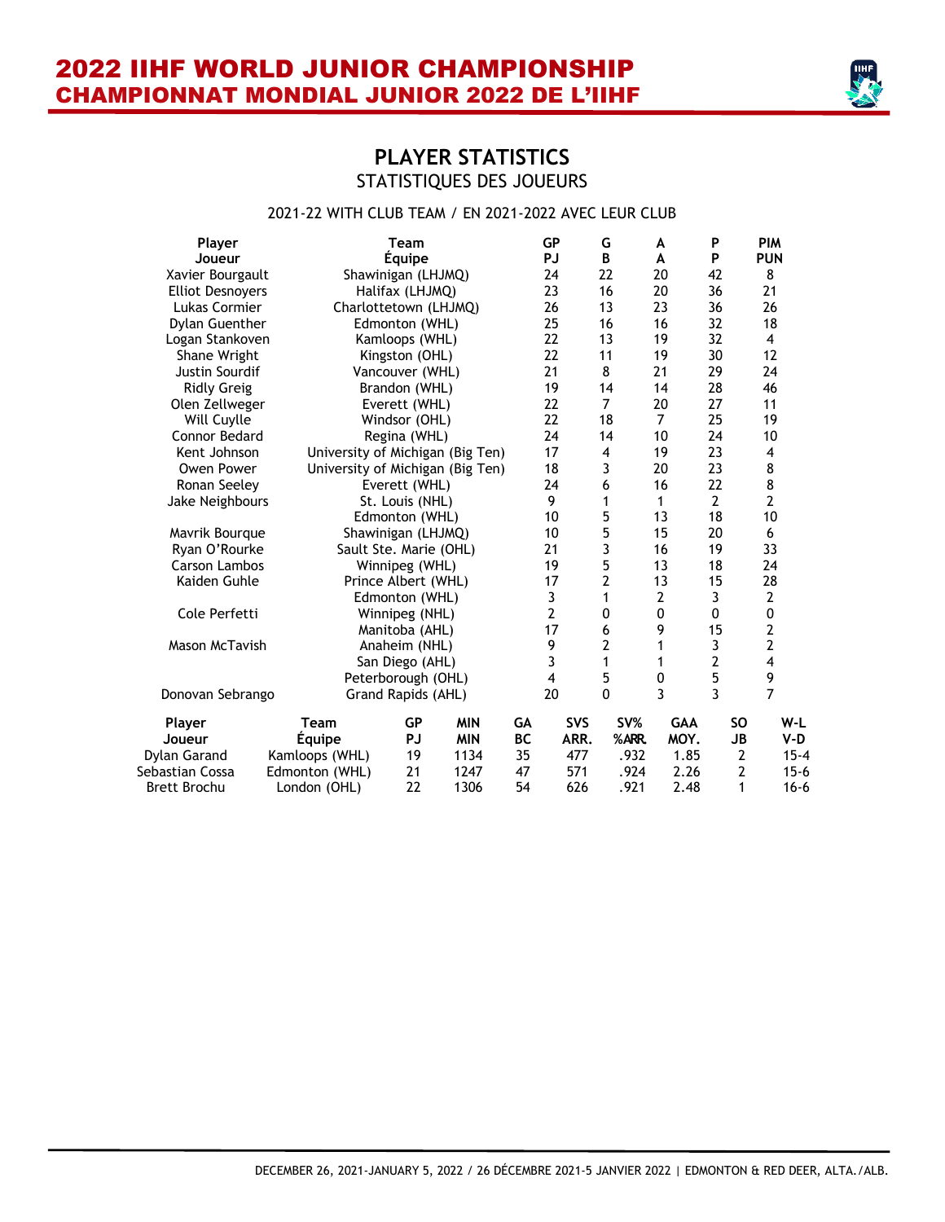# 2022 IIHF WORLD JUNIOR CHAMPIONSHIP
# CHAMPIONNAT MONDIAL JUNIOR 2022 DE L'IIHF

## PLAYER STATISTICS
### STATISTIQUES DES JOUEURS

2021-22 WITH CLUB TEAM / EN 2021-2022 AVEC LEUR CLUB

| Player<br>Joueur | Team<br>Équipe | GP<br>PJ | G<br>B | A<br>A | P<br>P | PIM<br>PUN |
|---|---|---|---|---|---|---|
| Xavier Bourgault | Shawinigan (LHJMQ) | 24 | 22 | 20 | 42 | 8 |
| Elliot Desnoyers | Halifax (LHJMQ) | 23 | 16 | 20 | 36 | 21 |
| Lukas Cormier | Charlottetown (LHJMQ) | 26 | 13 | 23 | 36 | 26 |
| Dylan Guenther | Edmonton (WHL) | 25 | 16 | 16 | 32 | 18 |
| Logan Stankoven | Kamloops (WHL) | 22 | 13 | 19 | 32 | 4 |
| Shane Wright | Kingston (OHL) | 22 | 11 | 19 | 30 | 12 |
| Justin Sourdif | Vancouver (WHL) | 21 | 8 | 21 | 29 | 24 |
| Ridly Greig | Brandon (WHL) | 19 | 14 | 14 | 28 | 46 |
| Olen Zellweger | Everett (WHL) | 22 | 7 | 20 | 27 | 11 |
| Will Cuylle | Windsor (OHL) | 22 | 18 | 7 | 25 | 19 |
| Connor Bedard | Regina (WHL) | 24 | 14 | 10 | 24 | 10 |
| Kent Johnson | University of Michigan (Big Ten) | 17 | 4 | 19 | 23 | 4 |
| Owen Power | University of Michigan (Big Ten) | 18 | 3 | 20 | 23 | 8 |
| Ronan Seeley | Everett (WHL) | 24 | 6 | 16 | 22 | 8 |
| Jake Neighbours | St. Louis (NHL) | 9 | 1 | 1 | 2 | 2 |
| | Edmonton (WHL) | 10 | 5 | 13 | 18 | 10 |
| Mavrik Bourque | Shawinigan (LHJMQ) | 10 | 5 | 15 | 20 | 6 |
| Ryan O'Rourke | Sault Ste. Marie (OHL) | 21 | 3 | 16 | 19 | 33 |
| Carson Lambos | Winnipeg (WHL) | 19 | 5 | 13 | 18 | 24 |
| Kaiden Guhle | Prince Albert (WHL) | 17 | 2 | 13 | 15 | 28 |
| | Edmonton (WHL) | 3 | 1 | 2 | 3 | 2 |
| Cole Perfetti | Winnipeg (NHL) | 2 | 0 | 0 | 0 | 0 |
| | Manitoba (AHL) | 17 | 6 | 9 | 15 | 2 |
| Mason McTavish | Anaheim (NHL) | 9 | 2 | 1 | 3 | 2 |
| | San Diego (AHL) | 3 | 1 | 1 | 2 | 4 |
| | Peterborough (OHL) | 4 | 5 | 0 | 5 | 9 |
| Donovan Sebrango | Grand Rapids (AHL) | 20 | 0 | 3 | 3 | 7 |

| Player<br>Joueur | Team<br>Équipe | GP<br>PJ | MIN<br>MIN | GA<br>BC | SVS<br>ARR. | SV%<br>%ARR. | GAA<br>MOY. | SO<br>JB | W-L<br>V-D |
|---|---|---|---|---|---|---|---|---|---|
| Dylan Garand | Kamloops (WHL) | 19 | 1134 | 35 | 477 | .932 | 1.85 | 2 | 15-4 |
| Sebastian Cossa | Edmonton (WHL) | 21 | 1247 | 47 | 571 | .924 | 2.26 | 2 | 15-6 |
| Brett Brochu | London (OHL) | 22 | 1306 | 54 | 626 | .921 | 2.48 | 1 | 16-6 |

DECEMBER 26, 2021-JANUARY 5, 2022 / 26 DÉCEMBRE 2021-5 JANVIER 2022 | EDMONTON & RED DEER, ALTA./ALB.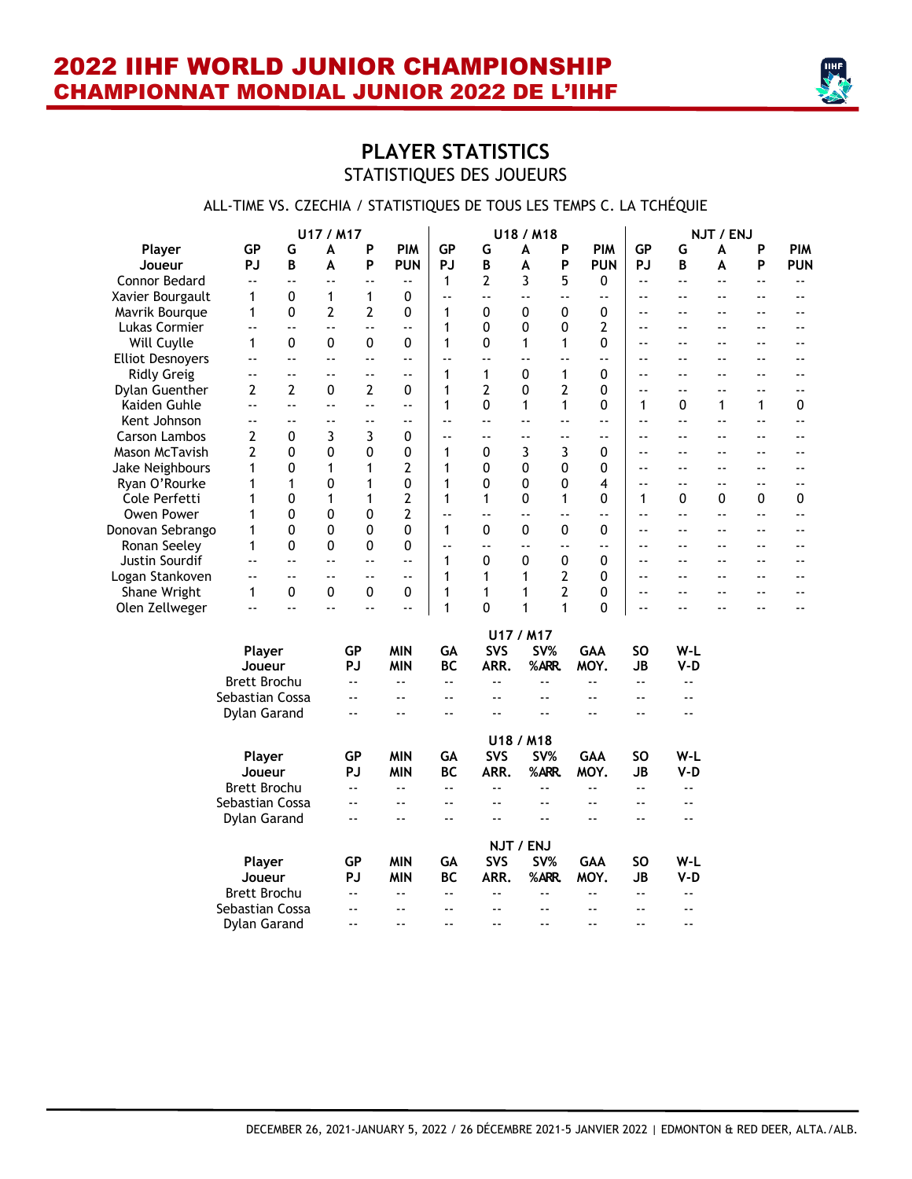# 2022 IIHF WORLD JUNIOR CHAMPIONSHIP
# CHAMPIONNAT MONDIAL JUNIOR 2022 DE L'IIHF

## PLAYER STATISTICS
### STATISTIQUES DES JOUEURS

ALL-TIME VS. CZECHIA / STATISTIQUES DE TOUS LES TEMPS C. LA TCHÉQUIE

| Player | U17 / M17 | | | | | U18 / M18 | | | | | NJT / ENJ | | | | |
|---|---|---|---|---|---|---|---|---|---|---|---|---|---|---|---|
| Joueur | GP PJ | G B | A A | P P | PIM PUN | GP PJ | G B | A A | P P | PIM PUN | GP PJ | G B | A A | P P | PIM PUN |
| Connor Bedard | -- | -- | -- | -- | -- | 1 | 2 | 3 | 5 | 0 | -- | -- | -- | -- | -- |
| Xavier Bourgault | 1 | 0 | 1 | 1 | 0 | -- | -- | -- | -- | -- | -- | -- | -- | -- | -- |
| Mavrik Bourque | 1 | 0 | 2 | 2 | 0 | 1 | 0 | 0 | 0 | 0 | -- | -- | -- | -- | -- |
| Lukas Cormier | -- | -- | -- | -- | -- | 1 | 0 | 0 | 0 | 2 | -- | -- | -- | -- | -- |
| Will Cuylle | 1 | 0 | 0 | 0 | 0 | 1 | 0 | 1 | 1 | 0 | -- | -- | -- | -- | -- |
| Elliot Desnoyers | -- | -- | -- | -- | -- | -- | -- | -- | -- | -- | -- | -- | -- | -- | -- |
| Ridly Greig | -- | -- | -- | -- | -- | 1 | 1 | 0 | 1 | 0 | -- | -- | -- | -- | -- |
| Dylan Guenther | 2 | 2 | 0 | 2 | 0 | 1 | 2 | 0 | 2 | 0 | -- | -- | -- | -- | -- |
| Kaiden Guhle | -- | -- | -- | -- | -- | 1 | 0 | 1 | 1 | 0 | 1 | 0 | 1 | 1 | 0 |
| Kent Johnson | -- | -- | -- | -- | -- | -- | -- | -- | -- | -- | -- | -- | -- | -- | -- |
| Carson Lambos | 2 | 0 | 3 | 3 | 0 | -- | -- | -- | -- | -- | -- | -- | -- | -- | -- |
| Mason McTavish | 2 | 0 | 0 | 0 | 0 | 1 | 0 | 3 | 3 | 0 | -- | -- | -- | -- | -- |
| Jake Neighbours | 1 | 0 | 1 | 1 | 2 | 1 | 0 | 0 | 0 | 0 | -- | -- | -- | -- | -- |
| Ryan O'Rourke | 1 | 1 | 0 | 1 | 0 | 1 | 0 | 0 | 0 | 4 | -- | -- | -- | -- | -- |
| Cole Perfetti | 1 | 0 | 1 | 1 | 2 | 1 | 1 | 0 | 1 | 0 | 1 | 0 | 0 | 0 | 0 |
| Owen Power | 1 | 0 | 0 | 0 | 2 | -- | -- | -- | -- | -- | -- | -- | -- | -- | -- |
| Donovan Sebrango | 1 | 0 | 0 | 0 | 0 | 1 | 0 | 0 | 0 | 0 | -- | -- | -- | -- | -- |
| Ronan Seeley | 1 | 0 | 0 | 0 | 0 | -- | -- | -- | -- | -- | -- | -- | -- | -- | -- |
| Justin Sourdif | -- | -- | -- | -- | -- | 1 | 0 | 0 | 0 | 0 | -- | -- | -- | -- | -- |
| Logan Stankoven | -- | -- | -- | -- | -- | 1 | 1 | 1 | 2 | 0 | -- | -- | -- | -- | -- |
| Shane Wright | 1 | 0 | 0 | 0 | 0 | 1 | 1 | 1 | 2 | 0 | -- | -- | -- | -- | -- |
| Olen Zellweger | -- | -- | -- | -- | -- | 1 | 0 | 1 | 1 | 0 | -- | -- | -- | -- | -- |

**U17 / M17**

| Player Joueur | GP PJ | MIN MIN | GA BC | SVS ARR. | SV% %ARR. | GAA MOY. | SO JB | W-L V-D |
|---|---|---|---|---|---|---|---|---|
| Brett Brochu | -- | -- | -- | -- | -- | -- | -- | -- |
| Sebastian Cossa | -- | -- | -- | -- | -- | -- | -- | -- |
| Dylan Garand | -- | -- | -- | -- | -- | -- | -- | -- |

**U18 / M18**

| Player Joueur | GP PJ | MIN MIN | GA BC | SVS ARR. | SV% %ARR. | GAA MOY. | SO JB | W-L V-D |
|---|---|---|---|---|---|---|---|---|
| Brett Brochu | -- | -- | -- | -- | -- | -- | -- | -- |
| Sebastian Cossa | -- | -- | -- | -- | -- | -- | -- | -- |
| Dylan Garand | -- | -- | -- | -- | -- | -- | -- | -- |

**NJT / ENJ**

| Player Joueur | GP PJ | MIN MIN | GA BC | SVS ARR. | SV% %ARR. | GAA MOY. | SO JB | W-L V-D |
|---|---|---|---|---|---|---|---|---|
| Brett Brochu | -- | -- | -- | -- | -- | -- | -- | -- |
| Sebastian Cossa | -- | -- | -- | -- | -- | -- | -- | -- |
| Dylan Garand | -- | -- | -- | -- | -- | -- | -- | -- |

DECEMBER 26, 2021-JANUARY 5, 2022 / 26 DÉCEMBRE 2021-5 JANVIER 2022 | EDMONTON & RED DEER, ALTA./ALB.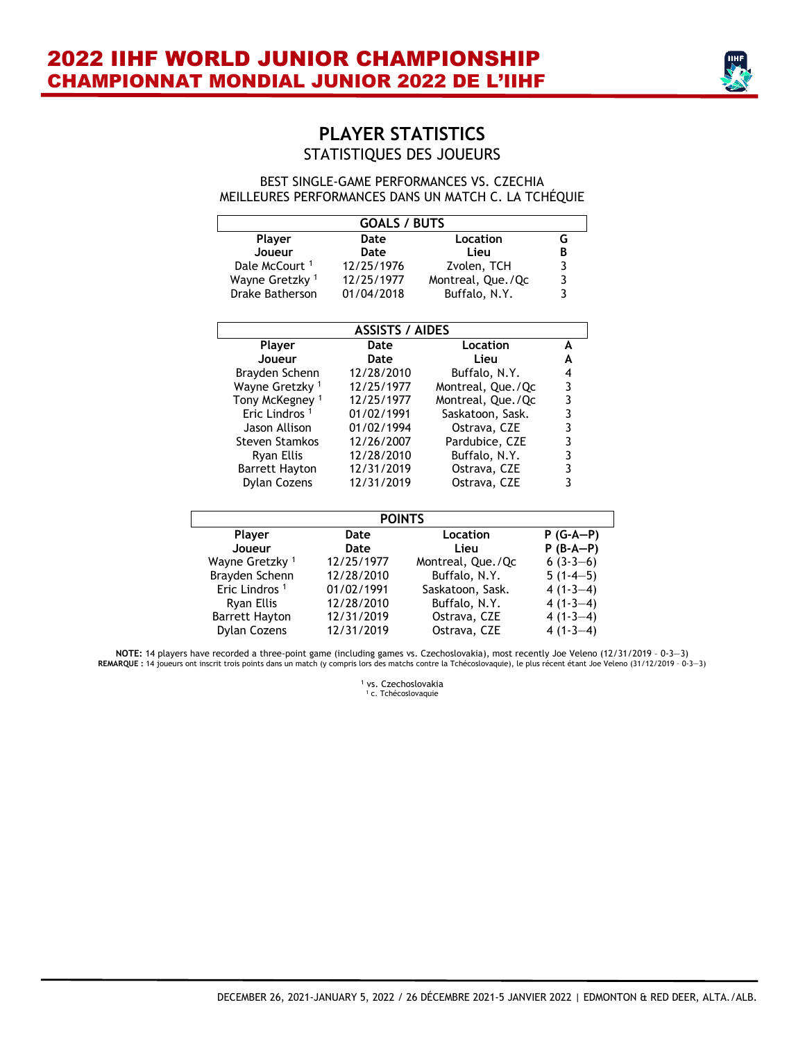# 2022 IIHF WORLD JUNIOR CHAMPIONSHIP
# CHAMPIONNAT MONDIAL JUNIOR 2022 DE L'IIHF

## PLAYER STATISTICS
STATISTIQUES DES JOUEURS

BEST SINGLE-GAME PERFORMANCES VS. CZECHIA
MEILLEURES PERFORMANCES DANS UN MATCH C. LA TCHÉQUIE

| GOALS / BUTS | | | |
|---|---|---|---|
| **Player Joueur** | **Date Date** | **Location Lieu** | **G B** |
| Dale McCourt [1] | 12/25/1976 | Zvolen, TCH | 3 |
| Wayne Gretzky [1] | 12/25/1977 | Montreal, Que./Qc | 3 |
| Drake Batherson | 01/04/2018 | Buffalo, N.Y. | 3 |

| ASSISTS / AIDES | | | |
|---|---|---|---|
| **Player Joueur** | **Date Date** | **Location Lieu** | **A A** |
| Brayden Schenn | 12/28/2010 | Buffalo, N.Y. | 4 |
| Wayne Gretzky [1] | 12/25/1977 | Montreal, Que./Qc | 3 |
| Tony McKegney [1] | 12/25/1977 | Montreal, Que./Qc | 3 |
| Eric Lindros [1] | 01/02/1991 | Saskatoon, Sask. | 3 |
| Jason Allison | 01/02/1994 | Ostrava, CZE | 3 |
| Steven Stamkos | 12/26/2007 | Pardubice, CZE | 3 |
| Ryan Ellis | 12/28/2010 | Buffalo, N.Y. | 3 |
| Barrett Hayton | 12/31/2019 | Ostrava, CZE | 3 |
| Dylan Cozens | 12/31/2019 | Ostrava, CZE | 3 |

| POINTS | | | |
|---|---|---|---|
| **Player Joueur** | **Date Date** | **Location Lieu** | **P (G-A—P) P (B-A—P)** |
| Wayne Gretzky [1] | 12/25/1977 | Montreal, Que./Qc | 6 (3-3—6) |
| Brayden Schenn | 12/28/2010 | Buffalo, N.Y. | 5 (1-4—5) |
| Eric Lindros [1] | 01/02/1991 | Saskatoon, Sask. | 4 (1-3—4) |
| Ryan Ellis | 12/28/2010 | Buffalo, N.Y. | 4 (1-3—4) |
| Barrett Hayton | 12/31/2019 | Ostrava, CZE | 4 (1-3—4) |
| Dylan Cozens | 12/31/2019 | Ostrava, CZE | 4 (1-3—4) |

**NOTE:** 14 players have recorded a three-point game (including games vs. Czechoslovakia), most recently Joe Veleno (12/31/2019 – 0-3—3)
**REMARQUE :** 14 joueurs ont inscrit trois points dans un match (y compris lors des matchs contre la Tchécoslovaquie), le plus récent étant Joe Veleno (31/12/2019 – 0-3—3)

[1] vs. Czechoslovakia
[1] c. Tchécoslovaquie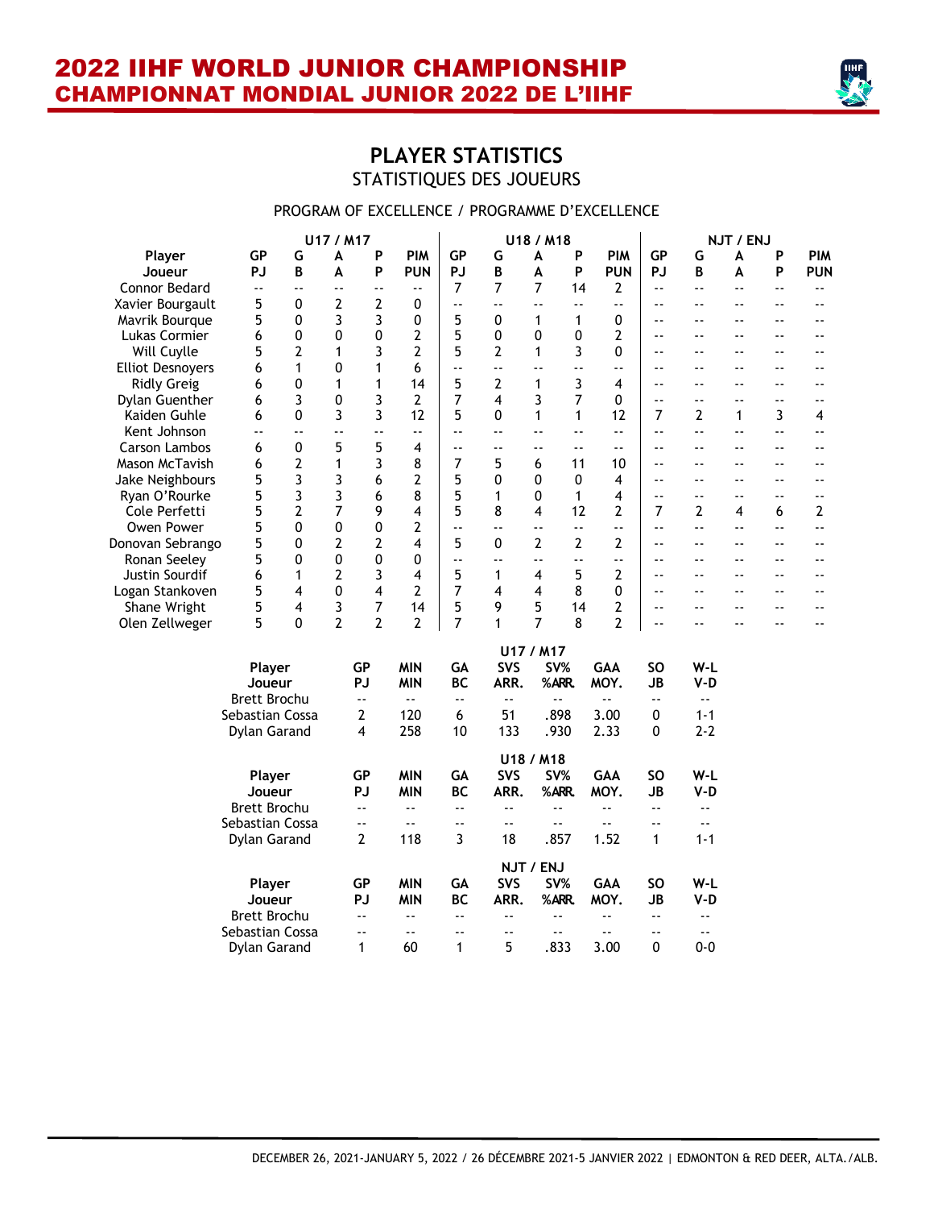# 2022 IIHF WORLD JUNIOR CHAMPIONSHIP
# CHAMPIONNAT MONDIAL JUNIOR 2022 DE L'IIHF

## PLAYER STATISTICS
### STATISTIQUES DES JOUEURS

PROGRAM OF EXCELLENCE / PROGRAMME D'EXCELLENCE

| Player | U17 / M17 | | | | | U18 / M18 | | | | | NJT / ENJ | | | | |
|---|---|---|---|---|---|---|---|---|---|---|---|---|---|---|---|
| Joueur | GP PJ | G B | A A | P P | PIM PUN | GP PJ | G B | A A | P P | PIM PUN | GP PJ | G B | A A | P P | PIM PUN |
| Connor Bedard | -- | -- | -- | -- | -- | 7 | 7 | 7 | 14 | 2 | -- | -- | -- | -- | -- |
| Xavier Bourgault | 5 | 0 | 2 | 2 | 0 | -- | -- | -- | -- | -- | -- | -- | -- | -- | -- |
| Mavrik Bourque | 5 | 0 | 3 | 3 | 0 | 5 | 0 | 1 | 1 | 0 | -- | -- | -- | -- | -- |
| Lukas Cormier | 6 | 0 | 0 | 0 | 2 | 5 | 0 | 0 | 0 | 2 | -- | -- | -- | -- | -- |
| Will Cuylle | 5 | 2 | 1 | 3 | 2 | 5 | 2 | 1 | 3 | 0 | -- | -- | -- | -- | -- |
| Elliot Desnoyers | 6 | 1 | 0 | 1 | 6 | -- | -- | -- | -- | -- | -- | -- | -- | -- | -- |
| Ridly Greig | 6 | 0 | 1 | 1 | 14 | 5 | 2 | 1 | 3 | 4 | -- | -- | -- | -- | -- |
| Dylan Guenther | 6 | 3 | 0 | 3 | 2 | 7 | 4 | 3 | 7 | 0 | -- | -- | -- | -- | -- |
| Kaiden Guhle | 6 | 0 | 3 | 3 | 12 | 5 | 0 | 1 | 1 | 12 | 7 | 2 | 1 | 3 | 4 |
| Kent Johnson | -- | -- | -- | -- | -- | -- | -- | -- | -- | -- | -- | -- | -- | -- | -- |
| Carson Lambos | 6 | 0 | 5 | 5 | 4 | -- | -- | -- | -- | -- | -- | -- | -- | -- | -- |
| Mason McTavish | 6 | 2 | 1 | 3 | 8 | 7 | 5 | 6 | 11 | 10 | -- | -- | -- | -- | -- |
| Jake Neighbours | 5 | 3 | 3 | 6 | 2 | 5 | 0 | 0 | 0 | 4 | -- | -- | -- | -- | -- |
| Ryan O'Rourke | 5 | 3 | 3 | 6 | 8 | 5 | 1 | 0 | 1 | 4 | -- | -- | -- | -- | -- |
| Cole Perfetti | 5 | 2 | 7 | 9 | 4 | 5 | 8 | 4 | 12 | 2 | 7 | 2 | 4 | 6 | 2 |
| Owen Power | 5 | 0 | 0 | 0 | 2 | -- | -- | -- | -- | -- | -- | -- | -- | -- | -- |
| Donovan Sebrango | 5 | 0 | 2 | 2 | 4 | 5 | 0 | 2 | 2 | 2 | -- | -- | -- | -- | -- |
| Ronan Seeley | 5 | 0 | 0 | 0 | 0 | -- | -- | -- | -- | -- | -- | -- | -- | -- | -- |
| Justin Sourdif | 6 | 1 | 2 | 3 | 4 | 5 | 1 | 4 | 5 | 2 | -- | -- | -- | -- | -- |
| Logan Stankoven | 5 | 4 | 0 | 4 | 2 | 7 | 4 | 4 | 8 | 0 | -- | -- | -- | -- | -- |
| Shane Wright | 5 | 4 | 3 | 7 | 14 | 5 | 9 | 5 | 14 | 2 | -- | -- | -- | -- | -- |
| Olen Zellweger | 5 | 0 | 2 | 2 | 2 | 7 | 1 | 7 | 8 | 2 | -- | -- | -- | -- | -- |

U17 / M17

| Player Joueur | GP PJ | MIN MIN | GA BC | SVS ARR. | SV% %ARR. | GAA MOY. | SO JB | W-L V-D |
|---|---|---|---|---|---|---|---|---|
| Brett Brochu | -- | -- | -- | -- | -- | -- | -- | -- |
| Sebastian Cossa | 2 | 120 | 6 | 51 | .898 | 3.00 | 0 | 1-1 |
| Dylan Garand | 4 | 258 | 10 | 133 | .930 | 2.33 | 0 | 2-2 |

U18 / M18

| Player Joueur | GP PJ | MIN MIN | GA BC | SVS ARR. | SV% %ARR. | GAA MOY. | SO JB | W-L V-D |
|---|---|---|---|---|---|---|---|---|
| Brett Brochu | -- | -- | -- | -- | -- | -- | -- | -- |
| Sebastian Cossa | -- | -- | -- | -- | -- | -- | -- | -- |
| Dylan Garand | 2 | 118 | 3 | 18 | .857 | 1.52 | 1 | 1-1 |

NJT / ENJ

| Player Joueur | GP PJ | MIN MIN | GA BC | SVS ARR. | SV% %ARR. | GAA MOY. | SO JB | W-L V-D |
|---|---|---|---|---|---|---|---|---|
| Brett Brochu | -- | -- | -- | -- | -- | -- | -- | -- |
| Sebastian Cossa | -- | -- | -- | -- | -- | -- | -- | -- |
| Dylan Garand | 1 | 60 | 1 | 5 | .833 | 3.00 | 0 | 0-0 |

DECEMBER 26, 2021-JANUARY 5, 2022 / 26 DÉCEMBRE 2021-5 JANVIER 2022 | EDMONTON & RED DEER, ALTA./ALB.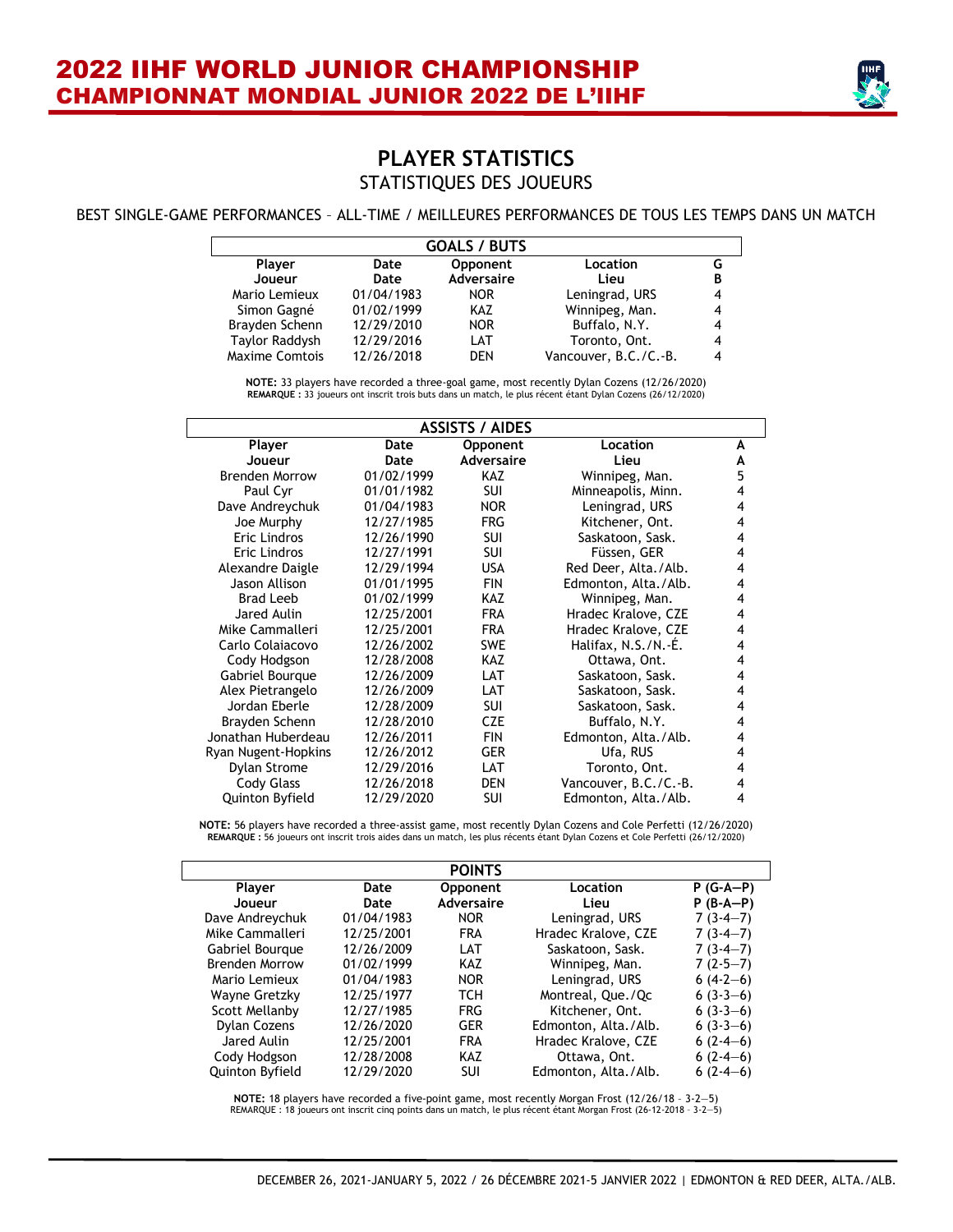## PLAYER STATISTICS
### STATISTIQUES DES JOUEURS

BEST SINGLE-GAME PERFORMANCES – ALL-TIME / MEILLEURES PERFORMANCES DE TOUS LES TEMPS DANS UN MATCH

| GOALS / BUTS | | | | |
|---|---|---|---|---|
| **Player Joueur** | **Date Date** | **Opponent Adversaire** | **Location Lieu** | **G B** |
| Mario Lemieux | 01/04/1983 | NOR | Leningrad, URS | 4 |
| Simon Gagné | 01/02/1999 | KAZ | Winnipeg, Man. | 4 |
| Brayden Schenn | 12/29/2010 | NOR | Buffalo, N.Y. | 4 |
| Taylor Raddysh | 12/29/2016 | LAT | Toronto, Ont. | 4 |
| Maxime Comtois | 12/26/2018 | DEN | Vancouver, B.C./C.-B. | 4 |

**NOTE:** 33 players have recorded a three-goal game, most recently Dylan Cozens (12/26/2020)
**REMARQUE :** 33 joueurs ont inscrit trois buts dans un match, le plus récent étant Dylan Cozens (26/12/2020)

| ASSISTS / AIDES | | | | |
|---|---|---|---|---|
| **Player Joueur** | **Date Date** | **Opponent Adversaire** | **Location Lieu** | **A A** |
| Brenden Morrow | 01/02/1999 | KAZ | Winnipeg, Man. | 5 |
| Paul Cyr | 01/01/1982 | SUI | Minneapolis, Minn. | 4 |
| Dave Andreychuk | 01/04/1983 | NOR | Leningrad, URS | 4 |
| Joe Murphy | 12/27/1985 | FRG | Kitchener, Ont. | 4 |
| Eric Lindros | 12/26/1990 | SUI | Saskatoon, Sask. | 4 |
| Eric Lindros | 12/27/1991 | SUI | Füssen, GER | 4 |
| Alexandre Daigle | 12/29/1994 | USA | Red Deer, Alta./Alb. | 4 |
| Jason Allison | 01/01/1995 | FIN | Edmonton, Alta./Alb. | 4 |
| Brad Leeb | 01/02/1999 | KAZ | Winnipeg, Man. | 4 |
| Jared Aulin | 12/25/2001 | FRA | Hradec Kralove, CZE | 4 |
| Mike Cammalleri | 12/25/2001 | FRA | Hradec Kralove, CZE | 4 |
| Carlo Colaiacovo | 12/26/2002 | SWE | Halifax, N.S./N.-É. | 4 |
| Cody Hodgson | 12/28/2008 | KAZ | Ottawa, Ont. | 4 |
| Gabriel Bourque | 12/26/2009 | LAT | Saskatoon, Sask. | 4 |
| Alex Pietrangelo | 12/26/2009 | LAT | Saskatoon, Sask. | 4 |
| Jordan Eberle | 12/28/2009 | SUI | Saskatoon, Sask. | 4 |
| Brayden Schenn | 12/28/2010 | CZE | Buffalo, N.Y. | 4 |
| Jonathan Huberdeau | 12/26/2011 | FIN | Edmonton, Alta./Alb. | 4 |
| Ryan Nugent-Hopkins | 12/26/2012 | GER | Ufa, RUS | 4 |
| Dylan Strome | 12/29/2016 | LAT | Toronto, Ont. | 4 |
| Cody Glass | 12/26/2018 | DEN | Vancouver, B.C./C.-B. | 4 |
| Quinton Byfield | 12/29/2020 | SUI | Edmonton, Alta./Alb. | 4 |

**NOTE:** 56 players have recorded a three-assist game, most recently Dylan Cozens and Cole Perfetti (12/26/2020)
**REMARQUE :** 56 joueurs ont inscrit trois aides dans un match, les plus récents étant Dylan Cozens et Cole Perfetti (26/12/2020)

| POINTS | | | | |
|---|---|---|---|---|
| **Player Joueur** | **Date Date** | **Opponent Adversaire** | **Location Lieu** | **P (G-A—P) P (B-A—P)** |
| Dave Andreychuk | 01/04/1983 | NOR | Leningrad, URS | 7 (3-4—7) |
| Mike Cammalleri | 12/25/2001 | FRA | Hradec Kralove, CZE | 7 (3-4—7) |
| Gabriel Bourque | 12/26/2009 | LAT | Saskatoon, Sask. | 7 (3-4—7) |
| Brenden Morrow | 01/02/1999 | KAZ | Winnipeg, Man. | 7 (2-5—7) |
| Mario Lemieux | 01/04/1983 | NOR | Leningrad, URS | 6 (4-2—6) |
| Wayne Gretzky | 12/25/1977 | TCH | Montreal, Que./Qc | 6 (3-3—6) |
| Scott Mellanby | 12/27/1985 | FRG | Kitchener, Ont. | 6 (3-3—6) |
| Dylan Cozens | 12/26/2020 | GER | Edmonton, Alta./Alb. | 6 (3-3—6) |
| Jared Aulin | 12/25/2001 | FRA | Hradec Kralove, CZE | 6 (2-4—6) |
| Cody Hodgson | 12/28/2008 | KAZ | Ottawa, Ont. | 6 (2-4—6) |
| Quinton Byfield | 12/29/2020 | SUI | Edmonton, Alta./Alb. | 6 (2-4—6) |

**NOTE:** 18 players have recorded a five-point game, most recently Morgan Frost (12/26/18 – 3-2—5)
REMARQUE : 18 joueurs ont inscrit cinq points dans un match, le plus récent étant Morgan Frost (26-12-2018 – 3-2—5)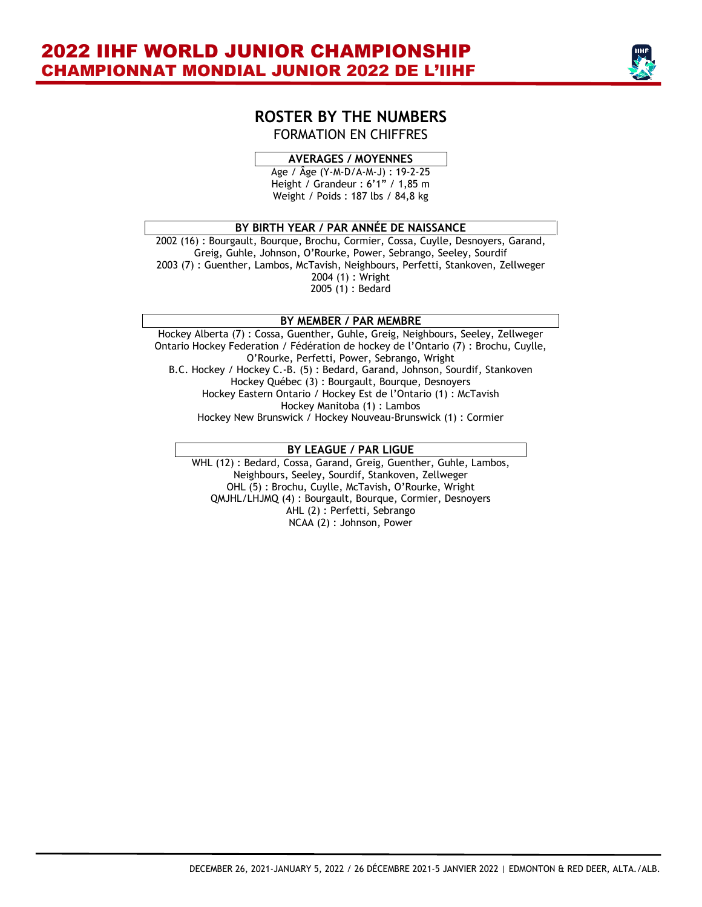## ROSTER BY THE NUMBERS

FORMATION EN CHIFFRES

### AVERAGES / MOYENNES

Age / Âge (Y-M-D/A-M-J) : 19-2-25
Height / Grandeur : 6'1" / 1,85 m
Weight / Poids : 187 lbs / 84,8 kg

### BY BIRTH YEAR / PAR ANNÉE DE NAISSANCE

2002 (16) : Bourgault, Bourque, Brochu, Cormier, Cossa, Cuylle, Desnoyers, Garand, Greig, Guhle, Johnson, O'Rourke, Power, Sebrango, Seeley, Sourdif
2003 (7) : Guenther, Lambos, McTavish, Neighbours, Perfetti, Stankoven, Zellweger
2004 (1) : Wright
2005 (1) : Bedard

### BY MEMBER / PAR MEMBRE

Hockey Alberta (7) : Cossa, Guenther, Guhle, Greig, Neighbours, Seeley, Zellweger
Ontario Hockey Federation / Fédération de hockey de l'Ontario (7) : Brochu, Cuylle, O'Rourke, Perfetti, Power, Sebrango, Wright
B.C. Hockey / Hockey C.-B. (5) : Bedard, Garand, Johnson, Sourdif, Stankoven
Hockey Québec (3) : Bourgault, Bourque, Desnoyers
Hockey Eastern Ontario / Hockey Est de l'Ontario (1) : McTavish
Hockey Manitoba (1) : Lambos
Hockey New Brunswick / Hockey Nouveau-Brunswick (1) : Cormier

### BY LEAGUE / PAR LIGUE

WHL (12) : Bedard, Cossa, Garand, Greig, Guenther, Guhle, Lambos, Neighbours, Seeley, Sourdif, Stankoven, Zellweger
OHL (5) : Brochu, Cuylle, McTavish, O'Rourke, Wright
QMJHL/LHJMQ (4) : Bourgault, Bourque, Cormier, Desnoyers
AHL (2) : Perfetti, Sebrango
NCAA (2) : Johnson, Power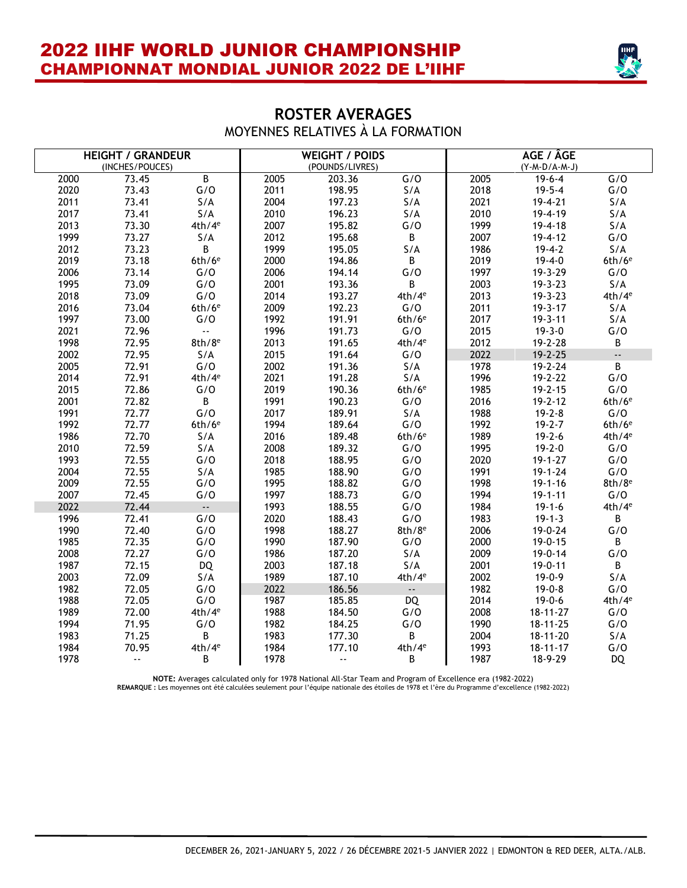# 2022 IIHF WORLD JUNIOR CHAMPIONSHIP
# CHAMPIONNAT MONDIAL JUNIOR 2022 DE L'IIHF

## ROSTER AVERAGES
### MOYENNES RELATIVES À LA FORMATION

| HEIGHT / GRANDEUR (INCHES/POUCES) | | | WEIGHT / POIDS (POUNDS/LIVRES) | | | AGE / ÂGE (Y-M-D/A-M-J) | | |
|---|---|---|---|---|---|---|---|---|
| 2000 | 73.45 | B | 2005 | 203.36 | G/O | 2005 | 19-6-4 | G/O |
| 2020 | 73.43 | G/O | 2011 | 198.95 | S/A | 2018 | 19-5-4 | G/O |
| 2011 | 73.41 | S/A | 2004 | 197.23 | S/A | 2021 | 19-4-21 | S/A |
| 2017 | 73.41 | S/A | 2010 | 196.23 | S/A | 2010 | 19-4-19 | S/A |
| 2013 | 73.30 | 4th/4e | 2007 | 195.82 | G/O | 1999 | 19-4-18 | S/A |
| 1999 | 73.27 | S/A | 2012 | 195.68 | B | 2007 | 19-4-12 | G/O |
| 2012 | 73.23 | B | 1999 | 195.05 | S/A | 1986 | 19-4-2 | S/A |
| 2019 | 73.18 | 6th/6e | 2000 | 194.86 | B | 2019 | 19-4-0 | 6th/6e |
| 2006 | 73.14 | G/O | 2006 | 194.14 | G/O | 1997 | 19-3-29 | G/O |
| 1995 | 73.09 | G/O | 2001 | 193.36 | B | 2003 | 19-3-23 | S/A |
| 2018 | 73.09 | G/O | 2014 | 193.27 | 4th/4e | 2013 | 19-3-23 | 4th/4e |
| 2016 | 73.04 | 6th/6e | 2009 | 192.23 | G/O | 2011 | 19-3-17 | S/A |
| 1997 | 73.00 | G/O | 1992 | 191.91 | 6th/6e | 2017 | 19-3-11 | S/A |
| 2021 | 72.96 | -- | 1996 | 191.73 | G/O | 2015 | 19-3-0 | G/O |
| 1998 | 72.95 | 8th/8e | 2013 | 191.65 | 4th/4e | 2012 | 19-2-28 | B |
| 2002 | 72.95 | S/A | 2015 | 191.64 | G/O | 2022 | 19-2-25 | -- |
| 2005 | 72.91 | G/O | 2002 | 191.36 | S/A | 1978 | 19-2-24 | B |
| 2014 | 72.91 | 4th/4e | 2021 | 191.28 | S/A | 1996 | 19-2-22 | G/O |
| 2015 | 72.86 | G/O | 2019 | 190.36 | 6th/6e | 1985 | 19-2-15 | G/O |
| 2001 | 72.82 | B | 1991 | 190.23 | G/O | 2016 | 19-2-12 | 6th/6e |
| 1991 | 72.77 | G/O | 2017 | 189.91 | S/A | 1988 | 19-2-8 | G/O |
| 1992 | 72.77 | 6th/6e | 1994 | 189.64 | G/O | 1992 | 19-2-7 | 6th/6e |
| 1986 | 72.70 | S/A | 2016 | 189.48 | 6th/6e | 1989 | 19-2-6 | 4th/4e |
| 2010 | 72.59 | S/A | 2008 | 189.32 | G/O | 1995 | 19-2-0 | G/O |
| 1993 | 72.55 | G/O | 2018 | 188.95 | G/O | 2020 | 19-1-27 | G/O |
| 2004 | 72.55 | S/A | 1985 | 188.90 | G/O | 1991 | 19-1-24 | G/O |
| 2009 | 72.55 | G/O | 1995 | 188.82 | G/O | 1998 | 19-1-16 | 8th/8e |
| 2007 | 72.45 | G/O | 1997 | 188.73 | G/O | 1994 | 19-1-11 | G/O |
| 2022 | 72.44 | -- | 1993 | 188.55 | G/O | 1984 | 19-1-6 | 4th/4e |
| 1996 | 72.41 | G/O | 2020 | 188.43 | G/O | 1983 | 19-1-3 | B |
| 1990 | 72.40 | G/O | 1998 | 188.27 | 8th/8e | 2006 | 19-0-24 | G/O |
| 1985 | 72.35 | G/O | 1990 | 187.90 | G/O | 2000 | 19-0-15 | B |
| 2008 | 72.27 | G/O | 1986 | 187.20 | S/A | 2009 | 19-0-14 | G/O |
| 1987 | 72.15 | DQ | 2003 | 187.18 | S/A | 2001 | 19-0-11 | B |
| 2003 | 72.09 | S/A | 1989 | 187.10 | 4th/4e | 2002 | 19-0-9 | S/A |
| 1982 | 72.05 | G/O | 2022 | 186.56 | -- | 1982 | 19-0-8 | G/O |
| 1988 | 72.05 | G/O | 1987 | 185.85 | DQ | 2014 | 19-0-6 | 4th/4e |
| 1989 | 72.00 | 4th/4e | 1988 | 184.50 | G/O | 2008 | 18-11-27 | G/O |
| 1994 | 71.95 | G/O | 1982 | 184.25 | G/O | 1990 | 18-11-25 | G/O |
| 1983 | 71.25 | B | 1983 | 177.30 | B | 2004 | 18-11-20 | S/A |
| 1984 | 70.95 | 4th/4e | 1984 | 177.10 | 4th/4e | 1993 | 18-11-17 | G/O |
| 1978 | -- | B | 1978 | -- | B | 1987 | 18-9-29 | DQ |

**NOTE:** Averages calculated only for 1978 National All-Star Team and Program of Excellence era (1982-2022)
**REMARQUE :** Les moyennes ont été calculées seulement pour l'équipe nationale des étoiles de 1978 et l'ère du Programme d'excellence (1982-2022)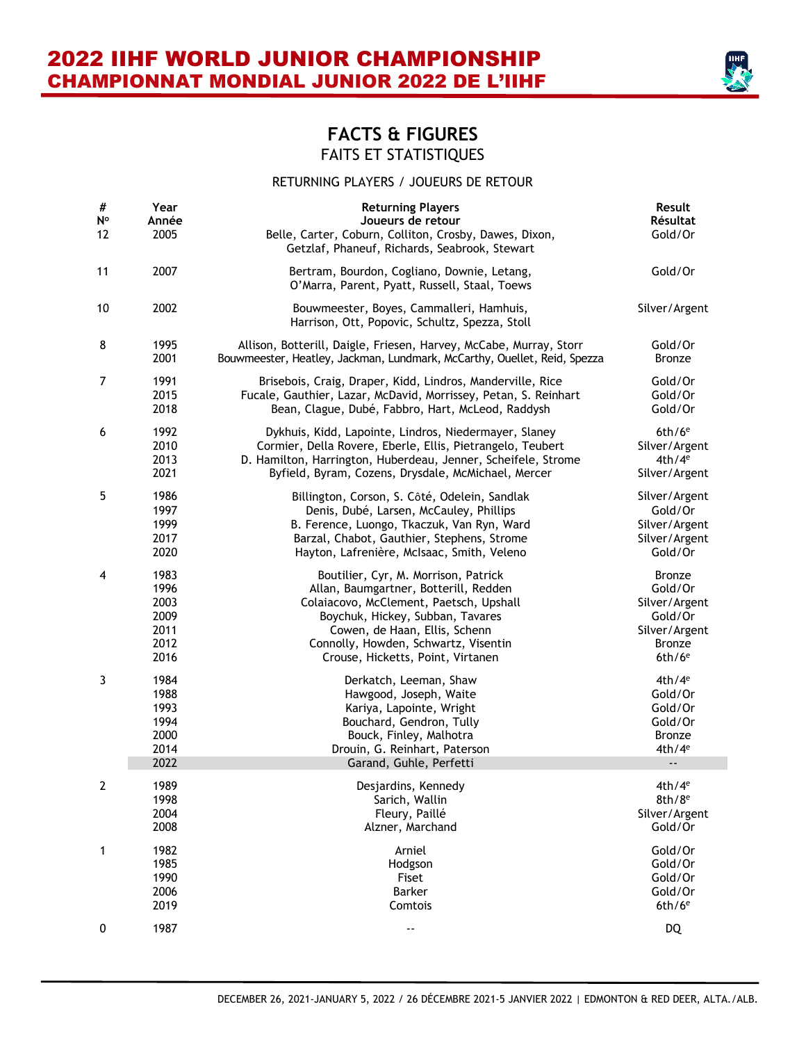## FACTS & FIGURES
### FAITS ET STATISTIQUES

RETURNING PLAYERS / JOUEURS DE RETOUR

| # Nº | Year Année | Returning Players Joueurs de retour | Result Résultat |
|---|---|---|---|
| 12 | 2005 | Belle, Carter, Coburn, Colliton, Crosby, Dawes, Dixon, Getzlaf, Phaneuf, Richards, Seabrook, Stewart | Gold/Or |
| 11 | 2007 | Bertram, Bourdon, Cogliano, Downie, Letang, O'Marra, Parent, Pyatt, Russell, Staal, Toews | Gold/Or |
| 10 | 2002 | Bouwmeester, Boyes, Cammalleri, Hamhuis, Harrison, Ott, Popovic, Schultz, Spezza, Stoll | Silver/Argent |
| 8 | 1995 | Allison, Botterill, Daigle, Friesen, Harvey, McCabe, Murray, Storr | Gold/Or |
| | 2001 | Bouwmeester, Heatley, Jackman, Lundmark, McCarthy, Ouellet, Reid, Spezza | Bronze |
| 7 | 1991 | Brisebois, Craig, Draper, Kidd, Lindros, Manderville, Rice | Gold/Or |
| | 2015 | Fucale, Gauthier, Lazar, McDavid, Morrissey, Petan, S. Reinhart | Gold/Or |
| | 2018 | Bean, Clague, Dubé, Fabbro, Hart, McLeod, Raddysh | Gold/Or |
| 6 | 1992 | Dykhuis, Kidd, Lapointe, Lindros, Niedermayer, Slaney | 6th/6e |
| | 2010 | Cormier, Della Rovere, Eberle, Ellis, Pietrangelo, Teubert | Silver/Argent |
| | 2013 | D. Hamilton, Harrington, Huberdeau, Jenner, Scheifele, Strome | 4th/4e |
| | 2021 | Byfield, Byram, Cozens, Drysdale, McMichael, Mercer | Silver/Argent |
| 5 | 1986 | Billington, Corson, S. Côté, Odelein, Sandlak | Silver/Argent |
| | 1997 | Denis, Dubé, Larsen, McCauley, Phillips | Gold/Or |
| | 1999 | B. Ference, Luongo, Tkaczuk, Van Ryn, Ward | Silver/Argent |
| | 2017 | Barzal, Chabot, Gauthier, Stephens, Strome | Silver/Argent |
| | 2020 | Hayton, Lafrenière, McIsaac, Smith, Veleno | Gold/Or |
| 4 | 1983 | Boutilier, Cyr, M. Morrison, Patrick | Bronze |
| | 1996 | Allan, Baumgartner, Botterill, Redden | Gold/Or |
| | 2003 | Colaiacovo, McClement, Paetsch, Upshall | Silver/Argent |
| | 2009 | Boychuk, Hickey, Subban, Tavares | Gold/Or |
| | 2011 | Cowen, de Haan, Ellis, Schenn | Silver/Argent |
| | 2012 | Connolly, Howden, Schwartz, Visentin | Bronze |
| | 2016 | Crouse, Hicketts, Point, Virtanen | 6th/6e |
| 3 | 1984 | Derkatch, Leeman, Shaw | 4th/4e |
| | 1988 | Hawgood, Joseph, Waite | Gold/Or |
| | 1993 | Kariya, Lapointe, Wright | Gold/Or |
| | 1994 | Bouchard, Gendron, Tully | Gold/Or |
| | 2000 | Bouck, Finley, Malhotra | Bronze |
| | 2014 | Drouin, G. Reinhart, Paterson | 4th/4e |
| | 2022 | Garand, Guhle, Perfetti | -- |
| 2 | 1989 | Desjardins, Kennedy | 4th/4e |
| | 1998 | Sarich, Wallin | 8th/8e |
| | 2004 | Fleury, Paillé | Silver/Argent |
| | 2008 | Alzner, Marchand | Gold/Or |
| 1 | 1982 | Arniel | Gold/Or |
| | 1985 | Hodgson | Gold/Or |
| | 1990 | Fiset | Gold/Or |
| | 2006 | Barker | Gold/Or |
| | 2019 | Comtois | 6th/6e |
| 0 | 1987 | -- | DQ |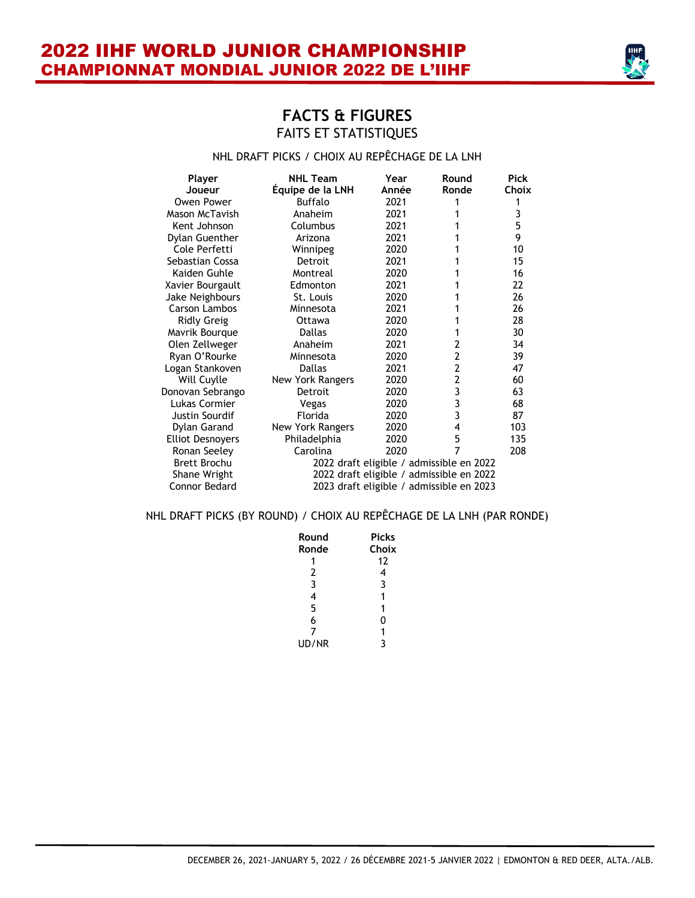# FACTS & FIGURES
## FAITS ET STATISTIQUES

NHL DRAFT PICKS / CHOIX AU REPÊCHAGE DE LA LNH

| Player<br>Joueur | NHL Team<br>Équipe de la LNH | Year<br>Année | Round<br>Ronde | Pick<br>Choix |
|---|---|---|---|---|
| Owen Power | Buffalo | 2021 | 1 | 1 |
| Mason McTavish | Anaheim | 2021 | 1 | 3 |
| Kent Johnson | Columbus | 2021 | 1 | 5 |
| Dylan Guenther | Arizona | 2021 | 1 | 9 |
| Cole Perfetti | Winnipeg | 2020 | 1 | 10 |
| Sebastian Cossa | Detroit | 2021 | 1 | 15 |
| Kaiden Guhle | Montreal | 2020 | 1 | 16 |
| Xavier Bourgault | Edmonton | 2021 | 1 | 22 |
| Jake Neighbours | St. Louis | 2020 | 1 | 26 |
| Carson Lambos | Minnesota | 2021 | 1 | 26 |
| Ridly Greig | Ottawa | 2020 | 1 | 28 |
| Mavrik Bourque | Dallas | 2020 | 1 | 30 |
| Olen Zellweger | Anaheim | 2021 | 2 | 34 |
| Ryan O'Rourke | Minnesota | 2020 | 2 | 39 |
| Logan Stankoven | Dallas | 2021 | 2 | 47 |
| Will Cuylle | New York Rangers | 2020 | 2 | 60 |
| Donovan Sebrango | Detroit | 2020 | 3 | 63 |
| Lukas Cormier | Vegas | 2020 | 3 | 68 |
| Justin Sourdif | Florida | 2020 | 3 | 87 |
| Dylan Garand | New York Rangers | 2020 | 4 | 103 |
| Elliot Desnoyers | Philadelphia | 2020 | 5 | 135 |
| Ronan Seeley | Carolina | 2020 | 7 | 208 |
| Brett Brochu | 2022 draft eligible / admissible en 2022 | | | |
| Shane Wright | 2022 draft eligible / admissible en 2022 | | | |
| Connor Bedard | 2023 draft eligible / admissible en 2023 | | | |

NHL DRAFT PICKS (BY ROUND) / CHOIX AU REPÊCHAGE DE LA LNH (PAR RONDE)

| Round<br>Ronde | Picks<br>Choix |
|---|---|
| 1 | 12 |
| 2 | 4 |
| 3 | 3 |
| 4 | 1 |
| 5 | 1 |
| 6 | 0 |
| 7 | 1 |
| UD/NR | 3 |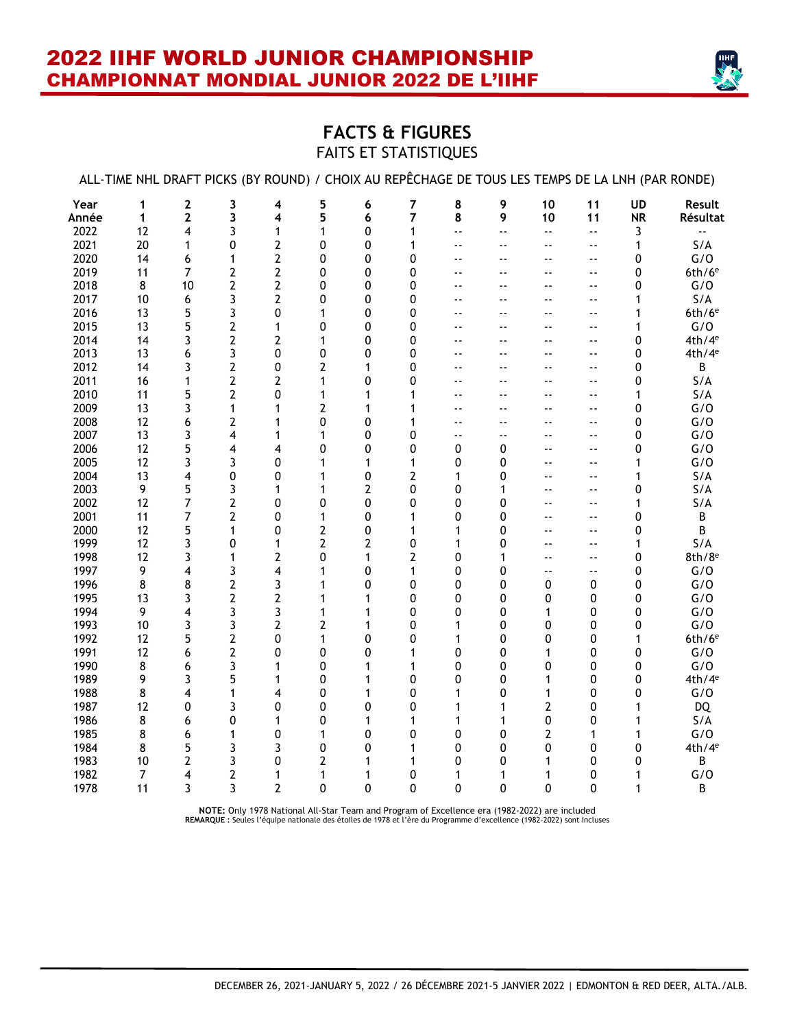# 2022 IIHF WORLD JUNIOR CHAMPIONSHIP
# CHAMPIONNAT MONDIAL JUNIOR 2022 DE L'IIHF

## FACTS & FIGURES
### FAITS ET STATISTIQUES

ALL-TIME NHL DRAFT PICKS (BY ROUND) / CHOIX AU REPÊCHAGE DE TOUS LES TEMPS DE LA LNH (PAR RONDE)

| Year<br>Année | 1<br>1 | 2<br>2 | 3<br>3 | 4<br>4 | 5<br>5 | 6<br>6 | 7<br>7 | 8<br>8 | 9<br>9 | 10<br>10 | 11<br>11 | UD<br>NR | Result<br>Résultat |
|---|---|---|---|---|---|---|---|---|---|---|---|---|---|
| 2022 | 12 | 4 | 3 | 1 | 1 | 0 | 1 | -- | -- | -- | -- | 3 | -- |
| 2021 | 20 | 1 | 0 | 2 | 0 | 0 | 1 | -- | -- | -- | -- | 1 | S/A |
| 2020 | 14 | 6 | 1 | 2 | 0 | 0 | 0 | -- | -- | -- | -- | 0 | G/O |
| 2019 | 11 | 7 | 2 | 2 | 0 | 0 | 0 | -- | -- | -- | -- | 0 | 6th/6e |
| 2018 | 8 | 10 | 2 | 2 | 0 | 0 | 0 | -- | -- | -- | -- | 0 | G/O |
| 2017 | 10 | 6 | 3 | 2 | 0 | 0 | 0 | -- | -- | -- | -- | 1 | S/A |
| 2016 | 13 | 5 | 3 | 0 | 1 | 0 | 0 | -- | -- | -- | -- | 1 | 6th/6e |
| 2015 | 13 | 5 | 2 | 1 | 0 | 0 | 0 | -- | -- | -- | -- | 1 | G/O |
| 2014 | 14 | 3 | 2 | 2 | 1 | 0 | 0 | -- | -- | -- | -- | 0 | 4th/4e |
| 2013 | 13 | 6 | 3 | 0 | 0 | 0 | 0 | -- | -- | -- | -- | 0 | 4th/4e |
| 2012 | 14 | 3 | 2 | 0 | 2 | 1 | 0 | -- | -- | -- | -- | 0 | B |
| 2011 | 16 | 1 | 2 | 2 | 1 | 0 | 0 | -- | -- | -- | -- | 0 | S/A |
| 2010 | 11 | 5 | 2 | 0 | 1 | 1 | 1 | -- | -- | -- | -- | 1 | S/A |
| 2009 | 13 | 3 | 1 | 1 | 2 | 1 | 1 | -- | -- | -- | -- | 0 | G/O |
| 2008 | 12 | 6 | 2 | 1 | 0 | 0 | 1 | -- | -- | -- | -- | 0 | G/O |
| 2007 | 13 | 3 | 4 | 1 | 1 | 0 | 0 | -- | -- | -- | -- | 0 | G/O |
| 2006 | 12 | 5 | 4 | 4 | 0 | 0 | 0 | 0 | 0 | -- | -- | 0 | G/O |
| 2005 | 12 | 3 | 3 | 0 | 1 | 1 | 1 | 0 | 0 | -- | -- | 1 | G/O |
| 2004 | 13 | 4 | 0 | 0 | 1 | 0 | 2 | 1 | 0 | -- | -- | 1 | S/A |
| 2003 | 9 | 5 | 3 | 1 | 1 | 2 | 0 | 0 | 1 | -- | -- | 0 | S/A |
| 2002 | 12 | 7 | 2 | 0 | 0 | 0 | 0 | 0 | 0 | -- | -- | 1 | S/A |
| 2001 | 11 | 7 | 2 | 0 | 1 | 0 | 1 | 0 | 0 | -- | -- | 0 | B |
| 2000 | 12 | 5 | 1 | 0 | 2 | 0 | 1 | 1 | 0 | -- | -- | 0 | B |
| 1999 | 12 | 3 | 0 | 1 | 2 | 2 | 0 | 1 | 0 | -- | -- | 1 | S/A |
| 1998 | 12 | 3 | 1 | 2 | 0 | 1 | 2 | 0 | 1 | -- | -- | 0 | 8th/8e |
| 1997 | 9 | 4 | 3 | 4 | 1 | 0 | 1 | 0 | 0 | -- | -- | 0 | G/O |
| 1996 | 8 | 8 | 2 | 3 | 1 | 0 | 0 | 0 | 0 | 0 | 0 | 0 | G/O |
| 1995 | 13 | 3 | 2 | 2 | 1 | 1 | 0 | 0 | 0 | 0 | 0 | 0 | G/O |
| 1994 | 9 | 4 | 3 | 3 | 1 | 1 | 0 | 0 | 0 | 1 | 0 | 0 | G/O |
| 1993 | 10 | 3 | 3 | 2 | 2 | 1 | 0 | 1 | 0 | 0 | 0 | 0 | G/O |
| 1992 | 12 | 5 | 2 | 0 | 1 | 0 | 0 | 1 | 0 | 0 | 0 | 1 | 6th/6e |
| 1991 | 12 | 6 | 2 | 0 | 0 | 0 | 1 | 0 | 0 | 1 | 0 | 0 | G/O |
| 1990 | 8 | 6 | 3 | 1 | 0 | 1 | 1 | 0 | 0 | 0 | 0 | 0 | G/O |
| 1989 | 9 | 3 | 5 | 1 | 0 | 1 | 0 | 0 | 0 | 1 | 0 | 0 | 4th/4e |
| 1988 | 8 | 4 | 1 | 4 | 0 | 1 | 0 | 1 | 0 | 1 | 0 | 0 | G/O |
| 1987 | 12 | 0 | 3 | 0 | 0 | 0 | 0 | 1 | 1 | 2 | 0 | 1 | DQ |
| 1986 | 8 | 6 | 0 | 1 | 0 | 1 | 1 | 1 | 1 | 0 | 0 | 1 | S/A |
| 1985 | 8 | 6 | 1 | 0 | 1 | 0 | 0 | 0 | 0 | 2 | 1 | 1 | G/O |
| 1984 | 8 | 5 | 3 | 3 | 0 | 0 | 1 | 0 | 0 | 0 | 0 | 0 | 4th/4e |
| 1983 | 10 | 2 | 3 | 0 | 2 | 1 | 1 | 0 | 0 | 1 | 0 | 0 | B |
| 1982 | 7 | 4 | 2 | 1 | 1 | 1 | 0 | 1 | 1 | 1 | 0 | 1 | G/O |
| 1978 | 11 | 3 | 3 | 2 | 0 | 0 | 0 | 0 | 0 | 0 | 0 | 1 | B |

**NOTE:** Only 1978 National All-Star Team and Program of Excellence era (1982-2022) are included
**REMARQUE :** Seules l'équipe nationale des étoiles de 1978 et l'ère du Programme d'excellence (1982-2022) sont incluses

DECEMBER 26, 2021-JANUARY 5, 2022 / 26 DÉCEMBRE 2021-5 JANVIER 2022 | EDMONTON & RED DEER, ALTA./ALB.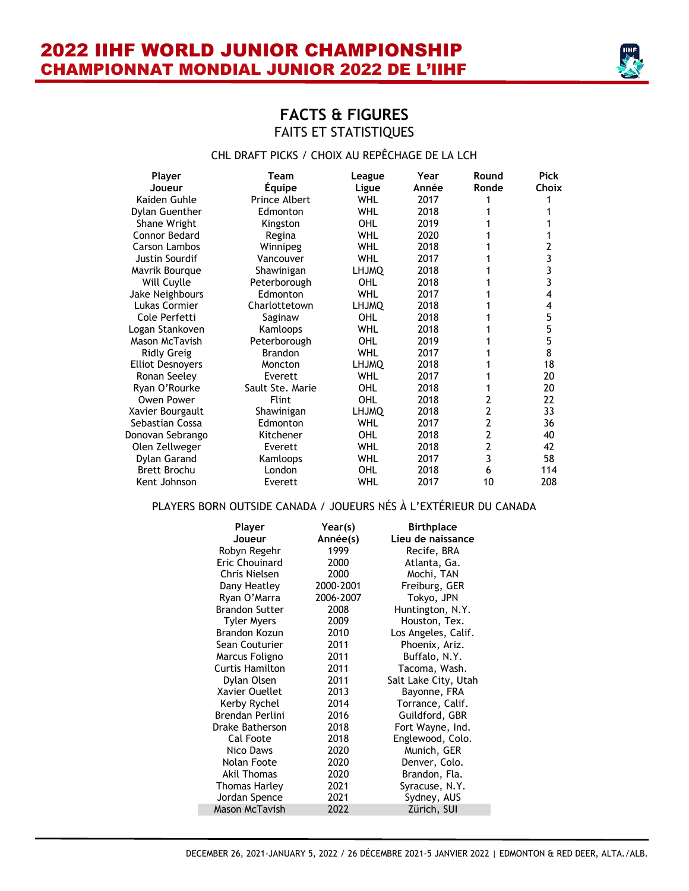# FACTS & FIGURES

## FAITS ET STATISTIQUES

### CHL DRAFT PICKS / CHOIX AU REPÊCHAGE DE LA LCH

| Player<br>Joueur | Team<br>Équipe | League<br>Ligue | Year<br>Année | Round<br>Ronde | Pick<br>Choix |
|---|---|---|---|---|---|
| Kaiden Guhle | Prince Albert | WHL | 2017 | 1 | 1 |
| Dylan Guenther | Edmonton | WHL | 2018 | 1 | 1 |
| Shane Wright | Kingston | OHL | 2019 | 1 | 1 |
| Connor Bedard | Regina | WHL | 2020 | 1 | 1 |
| Carson Lambos | Winnipeg | WHL | 2018 | 1 | 2 |
| Justin Sourdif | Vancouver | WHL | 2017 | 1 | 3 |
| Mavrik Bourque | Shawinigan | LHJMQ | 2018 | 1 | 3 |
| Will Cuylle | Peterborough | OHL | 2018 | 1 | 3 |
| Jake Neighbours | Edmonton | WHL | 2017 | 1 | 4 |
| Lukas Cormier | Charlottetown | LHJMQ | 2018 | 1 | 4 |
| Cole Perfetti | Saginaw | OHL | 2018 | 1 | 5 |
| Logan Stankoven | Kamloops | WHL | 2018 | 1 | 5 |
| Mason McTavish | Peterborough | OHL | 2019 | 1 | 5 |
| Ridly Greig | Brandon | WHL | 2017 | 1 | 8 |
| Elliot Desnoyers | Moncton | LHJMQ | 2018 | 1 | 18 |
| Ronan Seeley | Everett | WHL | 2017 | 1 | 20 |
| Ryan O'Rourke | Sault Ste. Marie | OHL | 2018 | 1 | 20 |
| Owen Power | Flint | OHL | 2018 | 2 | 22 |
| Xavier Bourgault | Shawinigan | LHJMQ | 2018 | 2 | 33 |
| Sebastian Cossa | Edmonton | WHL | 2017 | 2 | 36 |
| Donovan Sebrango | Kitchener | OHL | 2018 | 2 | 40 |
| Olen Zellweger | Everett | WHL | 2018 | 2 | 42 |
| Dylan Garand | Kamloops | WHL | 2017 | 3 | 58 |
| Brett Brochu | London | OHL | 2018 | 6 | 114 |
| Kent Johnson | Everett | WHL | 2017 | 10 | 208 |

### PLAYERS BORN OUTSIDE CANADA / JOUEURS NÉS À L'EXTÉRIEUR DU CANADA

| Player<br>Joueur | Year(s)<br>Année(s) | Birthplace<br>Lieu de naissance |
|---|---|---|
| Robyn Regehr | 1999 | Recife, BRA |
| Eric Chouinard | 2000 | Atlanta, Ga. |
| Chris Nielsen | 2000 | Mochi, TAN |
| Dany Heatley | 2000-2001 | Freiburg, GER |
| Ryan O'Marra | 2006-2007 | Tokyo, JPN |
| Brandon Sutter | 2008 | Huntington, N.Y. |
| Tyler Myers | 2009 | Houston, Tex. |
| Brandon Kozun | 2010 | Los Angeles, Calif. |
| Sean Couturier | 2011 | Phoenix, Ariz. |
| Marcus Foligno | 2011 | Buffalo, N.Y. |
| Curtis Hamilton | 2011 | Tacoma, Wash. |
| Dylan Olsen | 2011 | Salt Lake City, Utah |
| Xavier Ouellet | 2013 | Bayonne, FRA |
| Kerby Rychel | 2014 | Torrance, Calif. |
| Brendan Perlini | 2016 | Guildford, GBR |
| Drake Batherson | 2018 | Fort Wayne, Ind. |
| Cal Foote | 2018 | Englewood, Colo. |
| Nico Daws | 2020 | Munich, GER |
| Nolan Foote | 2020 | Denver, Colo. |
| Akil Thomas | 2020 | Brandon, Fla. |
| Thomas Harley | 2021 | Syracuse, N.Y. |
| Jordan Spence | 2021 | Sydney, AUS |
| Mason McTavish | 2022 | Zürich, SUI |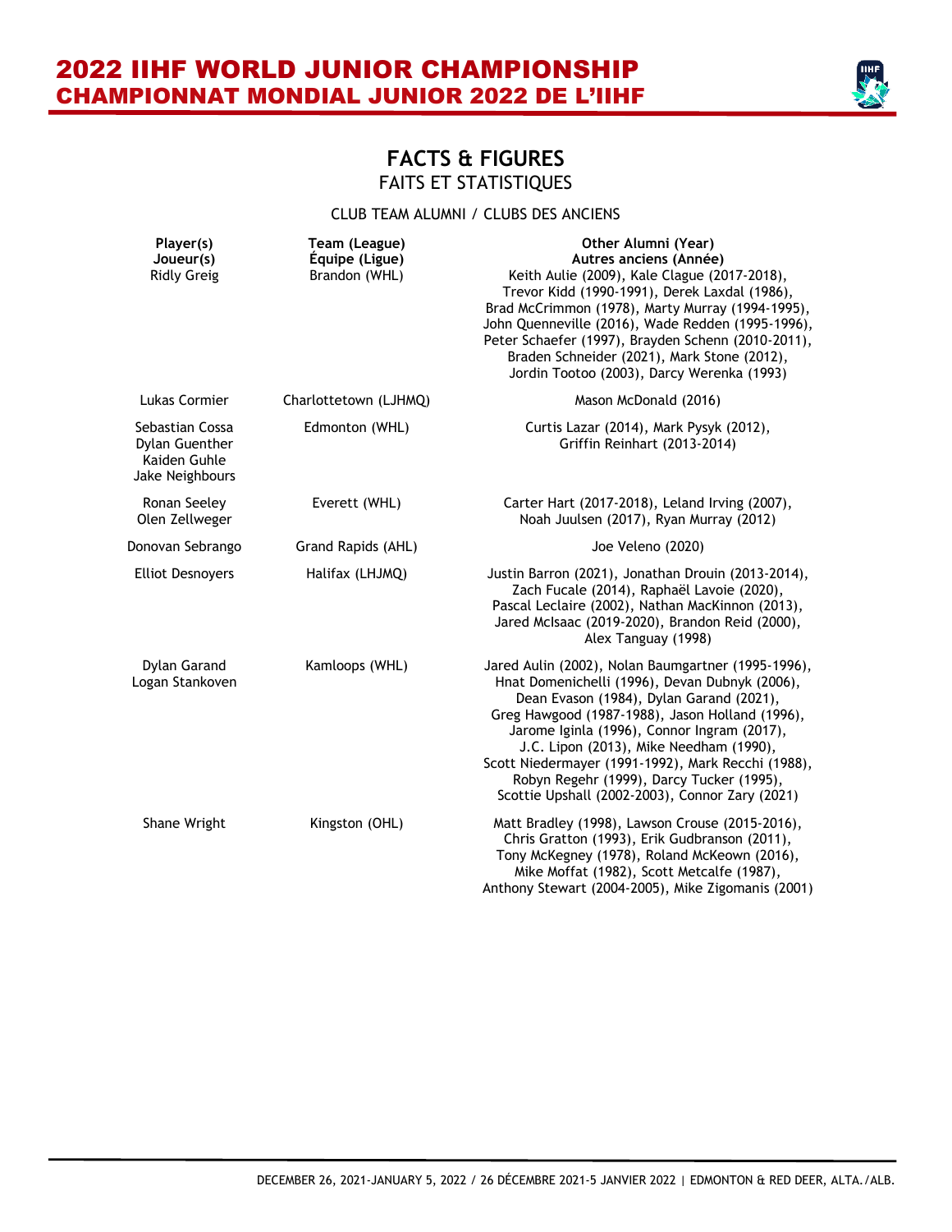# FACTS & FIGURES

## FAITS ET STATISTIQUES

### CLUB TEAM ALUMNI / CLUBS DES ANCIENS

| Player(s) Joueur(s) | Team (League) Équipe (Ligue) | Other Alumni (Year) Autres anciens (Année) |
|---|---|---|
| Ridly Greig | Brandon (WHL) | Keith Aulie (2009), Kale Clague (2017-2018), Trevor Kidd (1990-1991), Derek Laxdal (1986), Brad McCrimmon (1978), Marty Murray (1994-1995), John Quenneville (2016), Wade Redden (1995-1996), Peter Schaefer (1997), Brayden Schenn (2010-2011), Braden Schneider (2021), Mark Stone (2012), Jordin Tootoo (2003), Darcy Werenka (1993) |
| Lukas Cormier | Charlottetown (LJHMQ) | Mason McDonald (2016) |
| Sebastian Cossa, Dylan Guenther, Kaiden Guhle, Jake Neighbours | Edmonton (WHL) | Curtis Lazar (2014), Mark Pysyk (2012), Griffin Reinhart (2013-2014) |
| Ronan Seeley, Olen Zellweger | Everett (WHL) | Carter Hart (2017-2018), Leland Irving (2007), Noah Juulsen (2017), Ryan Murray (2012) |
| Donovan Sebrango | Grand Rapids (AHL) | Joe Veleno (2020) |
| Elliot Desnoyers | Halifax (LHJMQ) | Justin Barron (2021), Jonathan Drouin (2013-2014), Zach Fucale (2014), Raphaël Lavoie (2020), Pascal Leclaire (2002), Nathan MacKinnon (2013), Jared McIsaac (2019-2020), Brandon Reid (2000), Alex Tanguay (1998) |
| Dylan Garand, Logan Stankoven | Kamloops (WHL) | Jared Aulin (2002), Nolan Baumgartner (1995-1996), Hnat Domenichelli (1996), Devan Dubnyk (2006), Dean Evason (1984), Dylan Garand (2021), Greg Hawgood (1987-1988), Jason Holland (1996), Jarome Iginla (1996), Connor Ingram (2017), J.C. Lipon (2013), Mike Needham (1990), Scott Niedermayer (1991-1992), Mark Recchi (1988), Robyn Regehr (1999), Darcy Tucker (1995), Scottie Upshall (2002-2003), Connor Zary (2021) |
| Shane Wright | Kingston (OHL) | Matt Bradley (1998), Lawson Crouse (2015-2016), Chris Gratton (1993), Erik Gudbranson (2011), Tony McKegney (1978), Roland McKeown (2016), Mike Moffat (1982), Scott Metcalfe (1987), Anthony Stewart (2004-2005), Mike Zigomanis (2001) |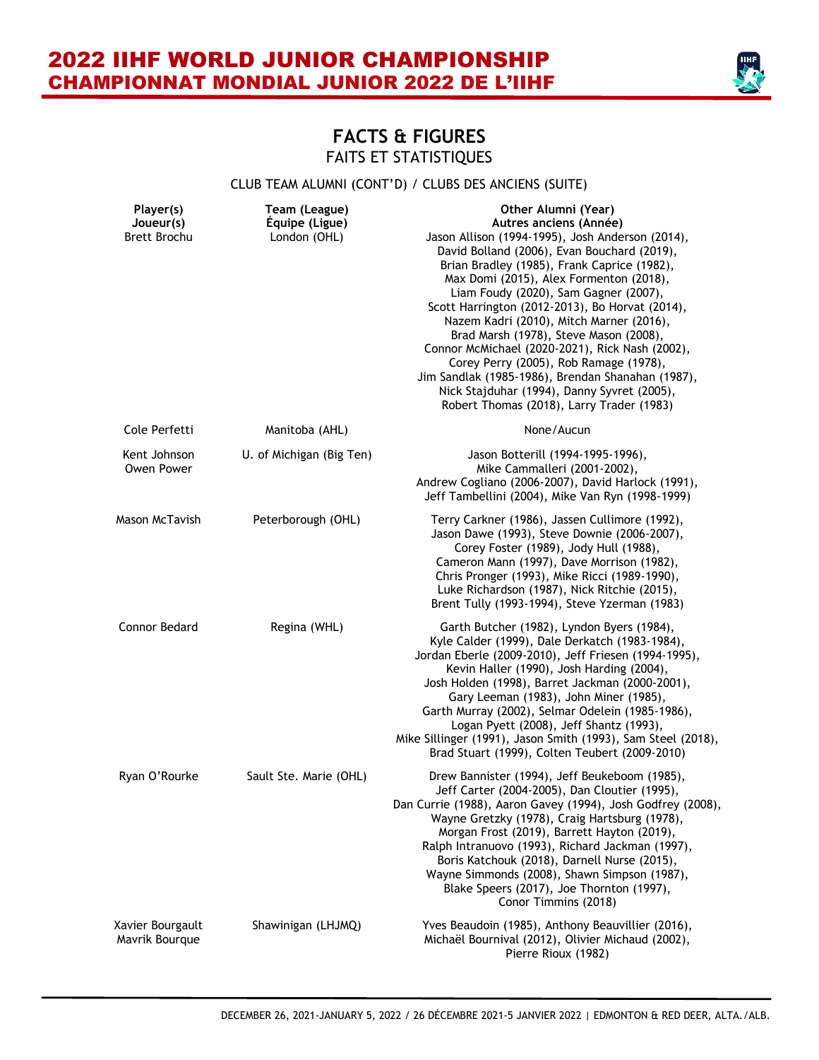## FACTS & FIGURES

FAITS ET STATISTIQUES

CLUB TEAM ALUMNI (CONT'D) / CLUBS DES ANCIENS (SUITE)

| Player(s) Joueur(s) | Team (League) Équipe (Ligue) | Other Alumni (Year) Autres anciens (Année) |
|---|---|---|
| Brett Brochu | London (OHL) | Jason Allison (1994-1995), Josh Anderson (2014), David Bolland (2006), Evan Bouchard (2019), Brian Bradley (1985), Frank Caprice (1982), Max Domi (2015), Alex Formenton (2018), Liam Foudy (2020), Sam Gagner (2007), Scott Harrington (2012-2013), Bo Horvat (2014), Nazem Kadri (2010), Mitch Marner (2016), Brad Marsh (1978), Steve Mason (2008), Connor McMichael (2020-2021), Rick Nash (2002), Corey Perry (2005), Rob Ramage (1978), Jim Sandlak (1985-1986), Brendan Shanahan (1987), Nick Stajduhar (1994), Danny Syvret (2005), Robert Thomas (2018), Larry Trader (1983) |
| Cole Perfetti | Manitoba (AHL) | None/Aucun |
| Kent Johnson<br>Owen Power | U. of Michigan (Big Ten) | Jason Botterill (1994-1995-1996), Mike Cammalleri (2001-2002), Andrew Cogliano (2006-2007), David Harlock (1991), Jeff Tambellini (2004), Mike Van Ryn (1998-1999) |
| Mason McTavish | Peterborough (OHL) | Terry Carkner (1986), Jassen Cullimore (1992), Jason Dawe (1993), Steve Downie (2006-2007), Corey Foster (1989), Jody Hull (1988), Cameron Mann (1997), Dave Morrison (1982), Chris Pronger (1993), Mike Ricci (1989-1990), Luke Richardson (1987), Nick Ritchie (2015), Brent Tully (1993-1994), Steve Yzerman (1983) |
| Connor Bedard | Regina (WHL) | Garth Butcher (1982), Lyndon Byers (1984), Kyle Calder (1999), Dale Derkatch (1983-1984), Jordan Eberle (2009-2010), Jeff Friesen (1994-1995), Kevin Haller (1990), Josh Harding (2004), Josh Holden (1998), Barret Jackman (2000-2001), Gary Leeman (1983), John Miner (1985), Garth Murray (2002), Selmar Odelein (1985-1986), Logan Pyett (2008), Jeff Shantz (1993), Mike Sillinger (1991), Jason Smith (1993), Sam Steel (2018), Brad Stuart (1999), Colten Teubert (2009-2010) |
| Ryan O'Rourke | Sault Ste. Marie (OHL) | Drew Bannister (1994), Jeff Beukeboom (1985), Jeff Carter (2004-2005), Dan Cloutier (1995), Dan Currie (1988), Aaron Gavey (1994), Josh Godfrey (2008), Wayne Gretzky (1978), Craig Hartsburg (1978), Morgan Frost (2019), Barrett Hayton (2019), Ralph Intranuovo (1993), Richard Jackman (1997), Boris Katchouk (2018), Darnell Nurse (2015), Wayne Simmonds (2008), Shawn Simpson (1987), Blake Speers (2017), Joe Thornton (1997), Conor Timmins (2018) |
| Xavier Bourgault<br>Mavrik Bourque | Shawinigan (LHJMQ) | Yves Beaudoin (1985), Anthony Beauvillier (2016), Michaël Bournival (2012), Olivier Michaud (2002), Pierre Rioux (1982) |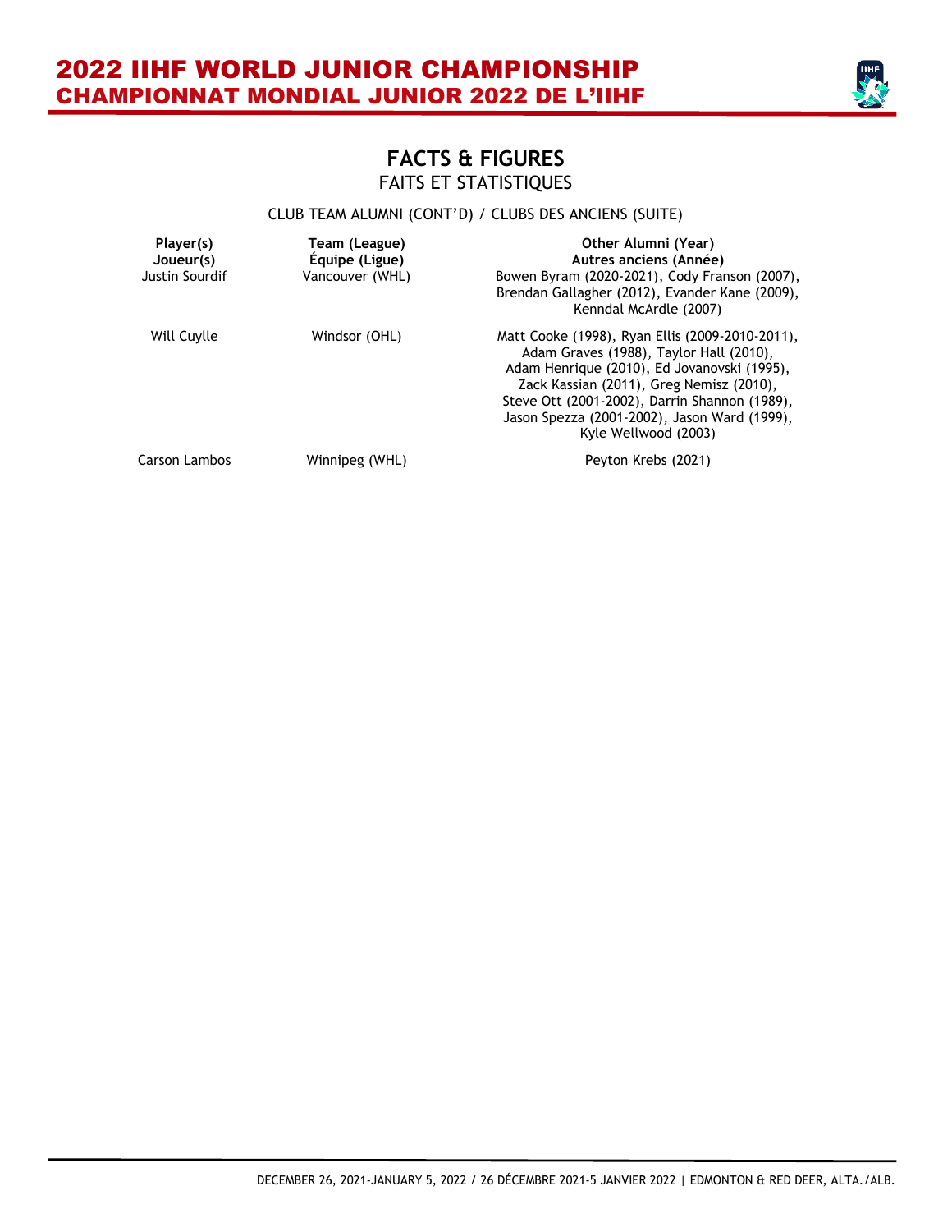# FACTS & FIGURES

## FAITS ET STATISTIQUES

CLUB TEAM ALUMNI (CONT'D) / CLUBS DES ANCIENS (SUITE)

| Player(s) Joueur(s) | Team (League) Équipe (Ligue) | Other Alumni (Year) Autres anciens (Année) |
|---|---|---|
| Justin Sourdif | Vancouver (WHL) | Bowen Byram (2020-2021), Cody Franson (2007), Brendan Gallagher (2012), Evander Kane (2009), Kenndal McArdle (2007) |
| Will Cuylle | Windsor (OHL) | Matt Cooke (1998), Ryan Ellis (2009-2010-2011), Adam Graves (1988), Taylor Hall (2010), Adam Henrique (2010), Ed Jovanovski (1995), Zack Kassian (2011), Greg Nemisz (2010), Steve Ott (2001-2002), Darrin Shannon (1989), Jason Spezza (2001-2002), Jason Ward (1999), Kyle Wellwood (2003) |
| Carson Lambos | Winnipeg (WHL) | Peyton Krebs (2021) |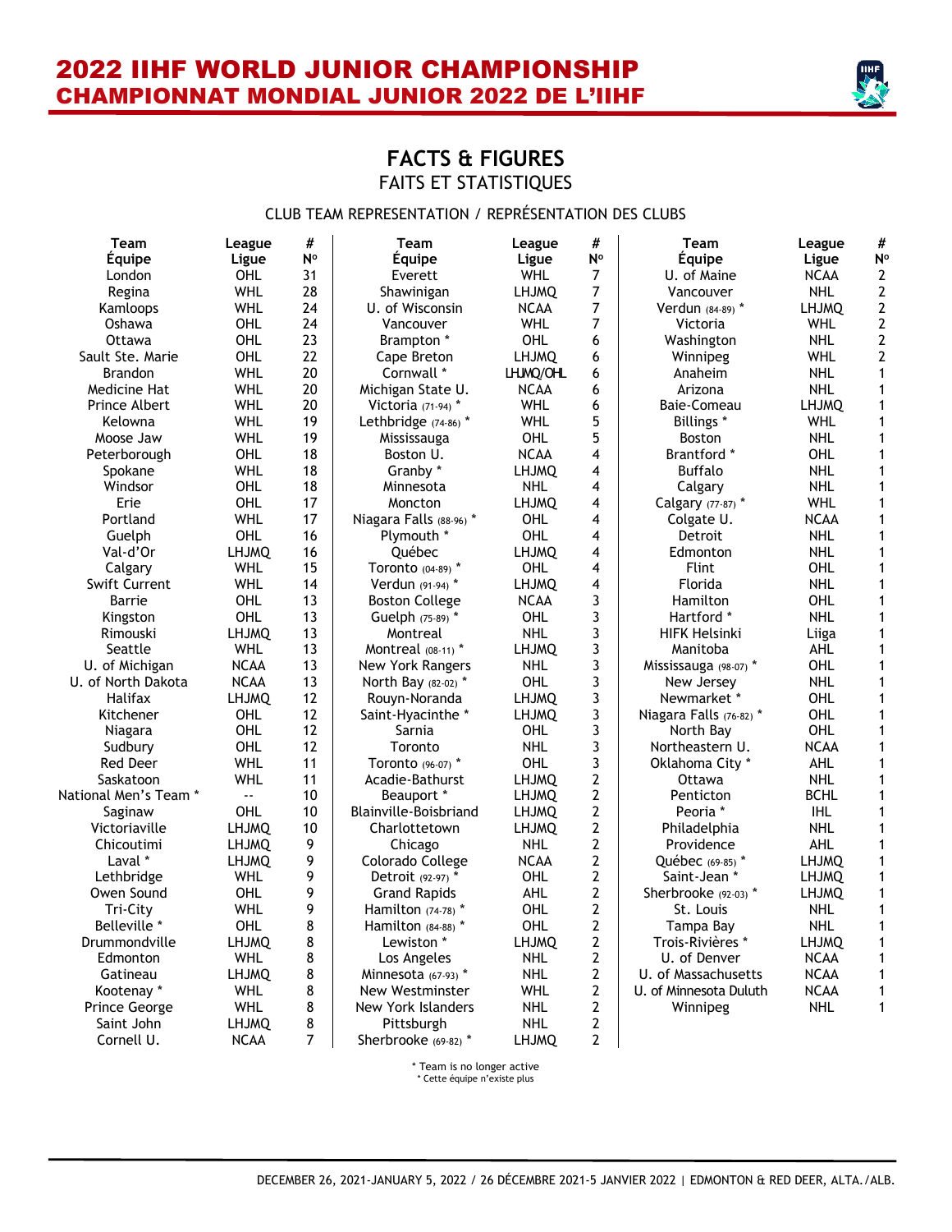## FACTS & FIGURES
### FAITS ET STATISTIQUES

CLUB TEAM REPRESENTATION / REPRÉSENTATION DES CLUBS

| Team / Équipe | League / Ligue | # / Nº |
|---|---|---|
| London | OHL | 31 |
| Regina | WHL | 28 |
| Kamloops | WHL | 24 |
| Oshawa | OHL | 24 |
| Ottawa | OHL | 23 |
| Sault Ste. Marie | OHL | 22 |
| Brandon | WHL | 20 |
| Medicine Hat | WHL | 20 |
| Prince Albert | WHL | 20 |
| Kelowna | WHL | 19 |
| Moose Jaw | WHL | 19 |
| Peterborough | OHL | 18 |
| Spokane | WHL | 18 |
| Windsor | OHL | 18 |
| Erie | OHL | 17 |
| Portland | WHL | 17 |
| Guelph | OHL | 16 |
| Val-d'Or | LHJMQ | 16 |
| Calgary | WHL | 15 |
| Swift Current | WHL | 14 |
| Barrie | OHL | 13 |
| Kingston | OHL | 13 |
| Rimouski | LHJMQ | 13 |
| Seattle | WHL | 13 |
| U. of Michigan | NCAA | 13 |
| U. of North Dakota | NCAA | 13 |
| Halifax | LHJMQ | 12 |
| Kitchener | OHL | 12 |
| Niagara | OHL | 12 |
| Sudbury | OHL | 12 |
| Red Deer | WHL | 11 |
| Saskatoon | WHL | 11 |
| National Men's Team * | -- | 10 |
| Saginaw | OHL | 10 |
| Victoriaville | LHJMQ | 10 |
| Chicoutimi | LHJMQ | 9 |
| Laval * | LHJMQ | 9 |
| Lethbridge | WHL | 9 |
| Owen Sound | OHL | 9 |
| Tri-City | WHL | 9 |
| Belleville * | OHL | 8 |
| Drummondville | LHJMQ | 8 |
| Edmonton | WHL | 8 |
| Gatineau | LHJMQ | 8 |
| Kootenay * | WHL | 8 |
| Prince George | WHL | 8 |
| Saint John | LHJMQ | 8 |
| Cornell U. | NCAA | 7 |
| Everett | WHL | 7 |
| Shawinigan | LHJMQ | 7 |
| U. of Wisconsin | NCAA | 7 |
| Vancouver | WHL | 7 |
| Brampton * | OHL | 6 |
| Cape Breton | LHJMQ | 6 |
| Cornwall * | LHJMQ/OHL | 6 |
| Michigan State U. | NCAA | 6 |
| Victoria (71-94) * | WHL | 6 |
| Lethbridge (74-86) * | WHL | 5 |
| Mississauga | OHL | 5 |
| Boston U. | NCAA | 4 |
| Granby * | LHJMQ | 4 |
| Minnesota | NHL | 4 |
| Moncton | LHJMQ | 4 |
| Niagara Falls (88-96) * | OHL | 4 |
| Plymouth * | OHL | 4 |
| Québec | LHJMQ | 4 |
| Toronto (04-89) * | OHL | 4 |
| Verdun (91-94) * | LHJMQ | 4 |
| Boston College | NCAA | 3 |
| Guelph (75-89) * | OHL | 3 |
| Montreal | NHL | 3 |
| Montreal (08-11) * | LHJMQ | 3 |
| New York Rangers | NHL | 3 |
| North Bay (82-02) * | OHL | 3 |
| Rouyn-Noranda | LHJMQ | 3 |
| Saint-Hyacinthe * | LHJMQ | 3 |
| Sarnia | OHL | 3 |
| Toronto | NHL | 3 |
| Toronto (96-07) * | OHL | 3 |
| Acadie-Bathurst | LHJMQ | 2 |
| Beauport * | LHJMQ | 2 |
| Blainville-Boisbriand | LHJMQ | 2 |
| Charlottetown | LHJMQ | 2 |
| Chicago | NHL | 2 |
| Colorado College | NCAA | 2 |
| Detroit (92-97) * | OHL | 2 |
| Grand Rapids | AHL | 2 |
| Hamilton (74-78) * | OHL | 2 |
| Hamilton (84-88) * | OHL | 2 |
| Lewiston * | LHJMQ | 2 |
| Los Angeles | NHL | 2 |
| Minnesota (67-93) * | NHL | 2 |
| New Westminster | WHL | 2 |
| New York Islanders | NHL | 2 |
| Pittsburgh | NHL | 2 |
| Sherbrooke (69-82) * | LHJMQ | 2 |
| U. of Maine | NCAA | 2 |
| Vancouver | NHL | 2 |
| Verdun (84-89) * | LHJMQ | 2 |
| Victoria | WHL | 2 |
| Washington | NHL | 2 |
| Winnipeg | WHL | 2 |
| Anaheim | NHL | 1 |
| Arizona | NHL | 1 |
| Baie-Comeau | LHJMQ | 1 |
| Billings * | WHL | 1 |
| Boston | NHL | 1 |
| Brantford * | OHL | 1 |
| Buffalo | NHL | 1 |
| Calgary | NHL | 1 |
| Calgary (77-87) * | WHL | 1 |
| Colgate U. | NCAA | 1 |
| Detroit | NHL | 1 |
| Edmonton | NHL | 1 |
| Flint | OHL | 1 |
| Florida | NHL | 1 |
| Hamilton | OHL | 1 |
| Hartford * | NHL | 1 |
| HIFK Helsinki | Liiga | 1 |
| Manitoba | AHL | 1 |
| Mississauga (98-07) * | OHL | 1 |
| New Jersey | NHL | 1 |
| Newmarket * | OHL | 1 |
| Niagara Falls (76-82) * | OHL | 1 |
| North Bay | OHL | 1 |
| Northeastern U. | NCAA | 1 |
| Oklahoma City * | AHL | 1 |
| Ottawa | NHL | 1 |
| Penticton | BCHL | 1 |
| Peoria * | IHL | 1 |
| Philadelphia | NHL | 1 |
| Providence | AHL | 1 |
| Québec (69-85) * | LHJMQ | 1 |
| Saint-Jean * | LHJMQ | 1 |
| Sherbrooke (92-03) * | LHJMQ | 1 |
| St. Louis | NHL | 1 |
| Tampa Bay | NHL | 1 |
| Trois-Rivières * | LHJMQ | 1 |
| U. of Denver | NCAA | 1 |
| U. of Massachusetts | NCAA | 1 |
| U. of Minnesota Duluth | NCAA | 1 |
| Winnipeg | NHL | 1 |

\* Team is no longer active
\* Cette équipe n'existe plus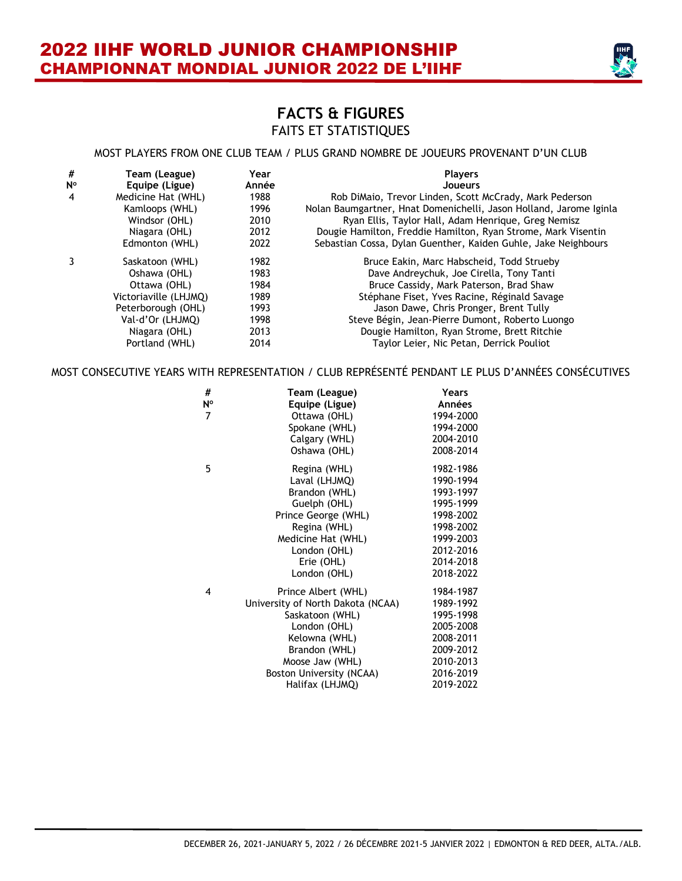# FACTS & FIGURES

## FAITS ET STATISTIQUES

MOST PLAYERS FROM ONE CLUB TEAM / PLUS GRAND NOMBRE DE JOUEURS PROVENANT D'UN CLUB

| # Nº | Team (League) Equipe (Ligue) | Year Année | Players Joueurs |
|---|---|---|---|
| 4 | Medicine Hat (WHL) | 1988 | Rob DiMaio, Trevor Linden, Scott McCrady, Mark Pederson |
| | Kamloops (WHL) | 1996 | Nolan Baumgartner, Hnat Domenichelli, Jason Holland, Jarome Iginla |
| | Windsor (OHL) | 2010 | Ryan Ellis, Taylor Hall, Adam Henrique, Greg Nemisz |
| | Niagara (OHL) | 2012 | Dougie Hamilton, Freddie Hamilton, Ryan Strome, Mark Visentin |
| | Edmonton (WHL) | 2022 | Sebastian Cossa, Dylan Guenther, Kaiden Guhle, Jake Neighbours |
| 3 | Saskatoon (WHL) | 1982 | Bruce Eakin, Marc Habscheid, Todd Strueby |
| | Oshawa (OHL) | 1983 | Dave Andreychuk, Joe Cirella, Tony Tanti |
| | Ottawa (OHL) | 1984 | Bruce Cassidy, Mark Paterson, Brad Shaw |
| | Victoriaville (LHJMQ) | 1989 | Stéphane Fiset, Yves Racine, Réginald Savage |
| | Peterborough (OHL) | 1993 | Jason Dawe, Chris Pronger, Brent Tully |
| | Val-d'Or (LHJMQ) | 1998 | Steve Bégin, Jean-Pierre Dumont, Roberto Luongo |
| | Niagara (OHL) | 2013 | Dougie Hamilton, Ryan Strome, Brett Ritchie |
| | Portland (WHL) | 2014 | Taylor Leier, Nic Petan, Derrick Pouliot |

MOST CONSECUTIVE YEARS WITH REPRESENTATION / CLUB REPRÉSENTÉ PENDANT LE PLUS D'ANNÉES CONSÉCUTIVES

| # Nº | Team (League) Equipe (Ligue) | Years Années |
|---|---|---|
| 7 | Ottawa (OHL) | 1994-2000 |
| | Spokane (WHL) | 1994-2000 |
| | Calgary (WHL) | 2004-2010 |
| | Oshawa (OHL) | 2008-2014 |
| 5 | Regina (WHL) | 1982-1986 |
| | Laval (LHJMQ) | 1990-1994 |
| | Brandon (WHL) | 1993-1997 |
| | Guelph (OHL) | 1995-1999 |
| | Prince George (WHL) | 1998-2002 |
| | Regina (WHL) | 1998-2002 |
| | Medicine Hat (WHL) | 1999-2003 |
| | London (OHL) | 2012-2016 |
| | Erie (OHL) | 2014-2018 |
| | London (OHL) | 2018-2022 |
| 4 | Prince Albert (WHL) | 1984-1987 |
| | University of North Dakota (NCAA) | 1989-1992 |
| | Saskatoon (WHL) | 1995-1998 |
| | London (OHL) | 2005-2008 |
| | Kelowna (WHL) | 2008-2011 |
| | Brandon (WHL) | 2009-2012 |
| | Moose Jaw (WHL) | 2010-2013 |
| | Boston University (NCAA) | 2016-2019 |
| | Halifax (LHJMQ) | 2019-2022 |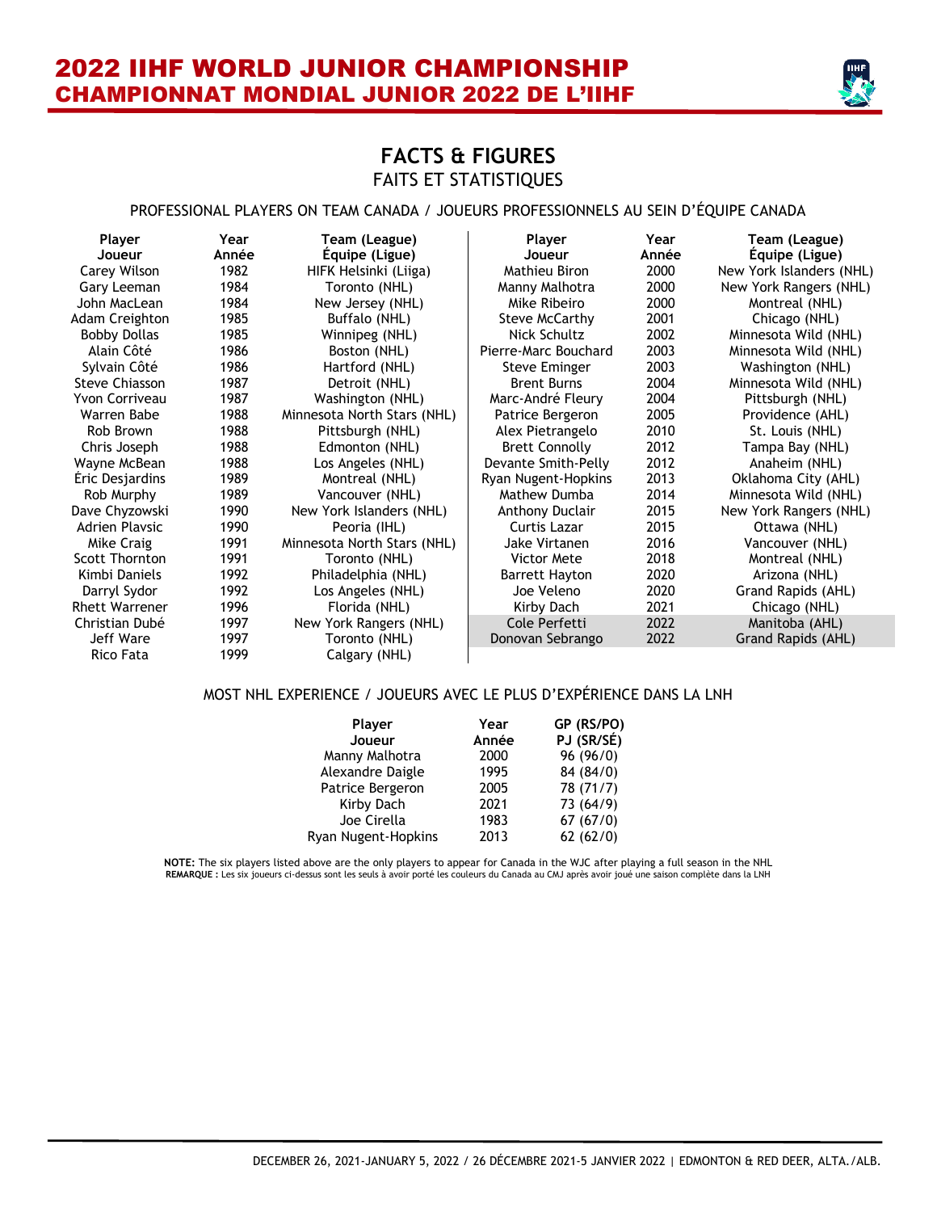# FACTS & FIGURES

## FAITS ET STATISTIQUES

### PROFESSIONAL PLAYERS ON TEAM CANADA / JOUEURS PROFESSIONNELS AU SEIN D'ÉQUIPE CANADA

| Player<br>Joueur | Year<br>Année | Team (League)<br>Équipe (Ligue) |
|---|---|---|
| Carey Wilson | 1982 | HIFK Helsinki (Liiga) |
| Gary Leeman | 1984 | Toronto (NHL) |
| John MacLean | 1984 | New Jersey (NHL) |
| Adam Creighton | 1985 | Buffalo (NHL) |
| Bobby Dollas | 1985 | Winnipeg (NHL) |
| Alain Côté | 1986 | Boston (NHL) |
| Sylvain Côté | 1986 | Hartford (NHL) |
| Steve Chiasson | 1987 | Detroit (NHL) |
| Yvon Corriveau | 1987 | Washington (NHL) |
| Warren Babe | 1988 | Minnesota North Stars (NHL) |
| Rob Brown | 1988 | Pittsburgh (NHL) |
| Chris Joseph | 1988 | Edmonton (NHL) |
| Wayne McBean | 1988 | Los Angeles (NHL) |
| Éric Desjardins | 1989 | Montreal (NHL) |
| Rob Murphy | 1989 | Vancouver (NHL) |
| Dave Chyzowski | 1990 | New York Islanders (NHL) |
| Adrien Plavsic | 1990 | Peoria (IHL) |
| Mike Craig | 1991 | Minnesota North Stars (NHL) |
| Scott Thornton | 1991 | Toronto (NHL) |
| Kimbi Daniels | 1992 | Philadelphia (NHL) |
| Darryl Sydor | 1992 | Los Angeles (NHL) |
| Rhett Warrener | 1996 | Florida (NHL) |
| Christian Dubé | 1997 | New York Rangers (NHL) |
| Jeff Ware | 1997 | Toronto (NHL) |
| Rico Fata | 1999 | Calgary (NHL) |
| Mathieu Biron | 2000 | New York Islanders (NHL) |
| Manny Malhotra | 2000 | New York Rangers (NHL) |
| Mike Ribeiro | 2000 | Montreal (NHL) |
| Steve McCarthy | 2001 | Chicago (NHL) |
| Nick Schultz | 2002 | Minnesota Wild (NHL) |
| Pierre-Marc Bouchard | 2003 | Minnesota Wild (NHL) |
| Steve Eminger | 2003 | Washington (NHL) |
| Brent Burns | 2004 | Minnesota Wild (NHL) |
| Marc-André Fleury | 2004 | Pittsburgh (NHL) |
| Patrice Bergeron | 2005 | Providence (AHL) |
| Alex Pietrangelo | 2010 | St. Louis (NHL) |
| Brett Connolly | 2012 | Tampa Bay (NHL) |
| Devante Smith-Pelly | 2012 | Anaheim (NHL) |
| Ryan Nugent-Hopkins | 2013 | Oklahoma City (AHL) |
| Mathew Dumba | 2014 | Minnesota Wild (NHL) |
| Anthony Duclair | 2015 | New York Rangers (NHL) |
| Curtis Lazar | 2015 | Ottawa (NHL) |
| Jake Virtanen | 2016 | Vancouver (NHL) |
| Victor Mete | 2018 | Montreal (NHL) |
| Barrett Hayton | 2020 | Arizona (NHL) |
| Joe Veleno | 2020 | Grand Rapids (AHL) |
| Kirby Dach | 2021 | Chicago (NHL) |
| Cole Perfetti | 2022 | Manitoba (AHL) |
| Donovan Sebrango | 2022 | Grand Rapids (AHL) |

### MOST NHL EXPERIENCE / JOUEURS AVEC LE PLUS D'EXPÉRIENCE DANS LA LNH

| Player<br>Joueur | Year<br>Année | GP (RS/PO)<br>PJ (SR/SÉ) |
|---|---|---|
| Manny Malhotra | 2000 | 96 (96/0) |
| Alexandre Daigle | 1995 | 84 (84/0) |
| Patrice Bergeron | 2005 | 78 (71/7) |
| Kirby Dach | 2021 | 73 (64/9) |
| Joe Cirella | 1983 | 67 (67/0) |
| Ryan Nugent-Hopkins | 2013 | 62 (62/0) |

**NOTE:** The six players listed above are the only players to appear for Canada in the WJC after playing a full season in the NHL
**REMARQUE :** Les six joueurs ci-dessus sont les seuls à avoir porté les couleurs du Canada au CMJ après avoir joué une saison complète dans la LNH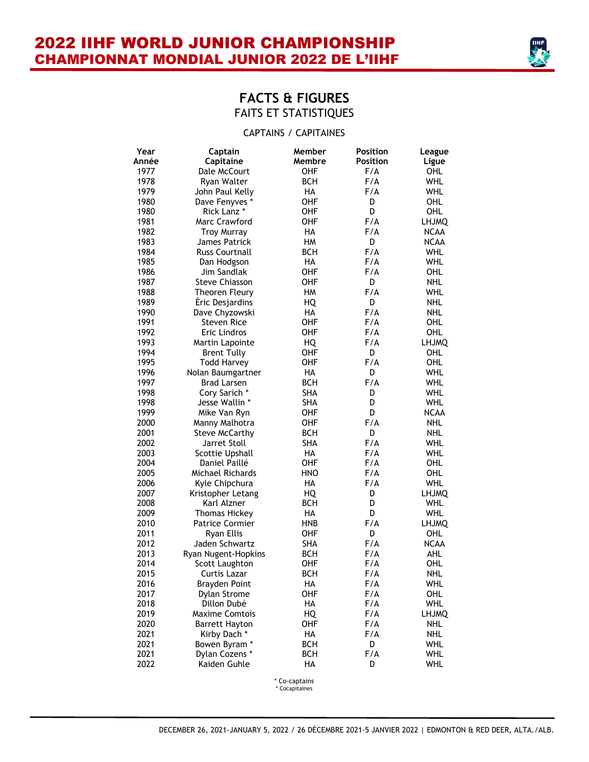# FACTS & FIGURES
## FAITS ET STATISTIQUES

### CAPTAINS / CAPITAINES

| Year Année | Captain Capitaine | Member Membre | Position Position | League Ligue |
|---|---|---|---|---|
| 1977 | Dale McCourt | OHF | F/A | OHL |
| 1978 | Ryan Walter | BCH | F/A | WHL |
| 1979 | John Paul Kelly | HA | F/A | WHL |
| 1980 | Dave Fenyves * | OHF | D | OHL |
| 1980 | Rick Lanz * | OHF | D | OHL |
| 1981 | Marc Crawford | OHF | F/A | LHJMQ |
| 1982 | Troy Murray | HA | F/A | NCAA |
| 1983 | James Patrick | HM | D | NCAA |
| 1984 | Russ Courtnall | BCH | F/A | WHL |
| 1985 | Dan Hodgson | HA | F/A | WHL |
| 1986 | Jim Sandlak | OHF | F/A | OHL |
| 1987 | Steve Chiasson | OHF | D | NHL |
| 1988 | Theoren Fleury | HM | F/A | WHL |
| 1989 | Éric Desjardins | HQ | D | NHL |
| 1990 | Dave Chyzowski | HA | F/A | NHL |
| 1991 | Steven Rice | OHF | F/A | OHL |
| 1992 | Eric Lindros | OHF | F/A | OHL |
| 1993 | Martin Lapointe | HQ | F/A | LHJMQ |
| 1994 | Brent Tully | OHF | D | OHL |
| 1995 | Todd Harvey | OHF | F/A | OHL |
| 1996 | Nolan Baumgartner | HA | D | WHL |
| 1997 | Brad Larsen | BCH | F/A | WHL |
| 1998 | Cory Sarich * | SHA | D | WHL |
| 1998 | Jesse Wallin * | SHA | D | WHL |
| 1999 | Mike Van Ryn | OHF | D | NCAA |
| 2000 | Manny Malhotra | OHF | F/A | NHL |
| 2001 | Steve McCarthy | BCH | D | NHL |
| 2002 | Jarret Stoll | SHA | F/A | WHL |
| 2003 | Scottie Upshall | HA | F/A | WHL |
| 2004 | Daniel Paillé | OHF | F/A | OHL |
| 2005 | Michael Richards | HNO | F/A | OHL |
| 2006 | Kyle Chipchura | HA | F/A | WHL |
| 2007 | Kristopher Letang | HQ | D | LHJMQ |
| 2008 | Karl Alzner | BCH | D | WHL |
| 2009 | Thomas Hickey | HA | D | WHL |
| 2010 | Patrice Cormier | HNB | F/A | LHJMQ |
| 2011 | Ryan Ellis | OHF | D | OHL |
| 2012 | Jaden Schwartz | SHA | F/A | NCAA |
| 2013 | Ryan Nugent-Hopkins | BCH | F/A | AHL |
| 2014 | Scott Laughton | OHF | F/A | OHL |
| 2015 | Curtis Lazar | BCH | F/A | NHL |
| 2016 | Brayden Point | HA | F/A | WHL |
| 2017 | Dylan Strome | OHF | F/A | OHL |
| 2018 | Dillon Dubé | HA | F/A | WHL |
| 2019 | Maxime Comtois | HQ | F/A | LHJMQ |
| 2020 | Barrett Hayton | OHF | F/A | NHL |
| 2021 | Kirby Dach * | HA | F/A | NHL |
| 2021 | Bowen Byram * | BCH | D | WHL |
| 2021 | Dylan Cozens * | BCH | F/A | WHL |
| 2022 | Kaiden Guhle | HA | D | WHL |

* Co-captains
* Cocapitaines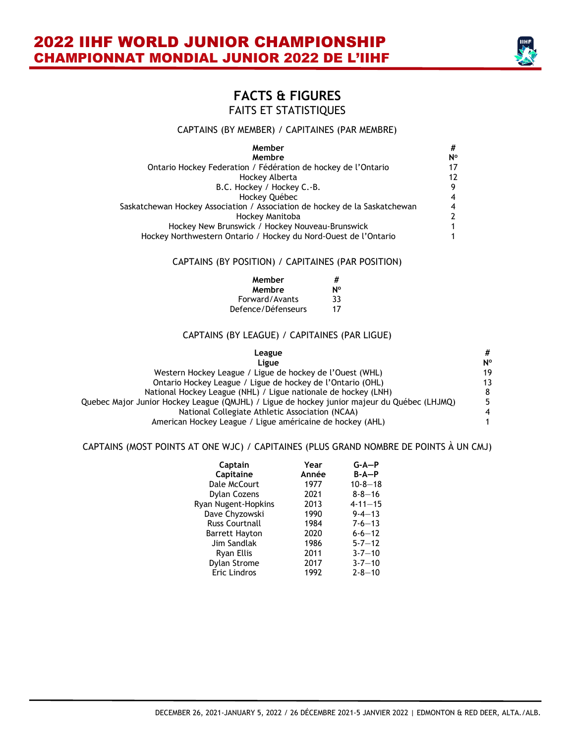# FACTS & FIGURES

## FAITS ET STATISTIQUES

### CAPTAINS (BY MEMBER) / CAPITAINES (PAR MEMBRE)

| Member<br>Membre | #<br>Nº |
|---|---|
| Ontario Hockey Federation / Fédération de hockey de l'Ontario | 17 |
| Hockey Alberta | 12 |
| B.C. Hockey / Hockey C.-B. | 9 |
| Hockey Québec | 4 |
| Saskatchewan Hockey Association / Association de hockey de la Saskatchewan | 4 |
| Hockey Manitoba | 2 |
| Hockey New Brunswick / Hockey Nouveau-Brunswick | 1 |
| Hockey Northwestern Ontario / Hockey du Nord-Ouest de l'Ontario | 1 |

### CAPTAINS (BY POSITION) / CAPITAINES (PAR POSITION)

| Member<br>Membre | #<br>Nº |
|---|---|
| Forward/Avants | 33 |
| Defence/Défenseurs | 17 |

### CAPTAINS (BY LEAGUE) / CAPITAINES (PAR LIGUE)

| League<br>Ligue | #<br>Nº |
|---|---|
| Western Hockey League / Ligue de hockey de l'Ouest (WHL) | 19 |
| Ontario Hockey League / Ligue de hockey de l'Ontario (OHL) | 13 |
| National Hockey League (NHL) / Ligue nationale de hockey (LNH) | 8 |
| Quebec Major Junior Hockey League (QMJHL) / Ligue de hockey junior majeur du Québec (LHJMQ) | 5 |
| National Collegiate Athletic Association (NCAA) | 4 |
| American Hockey League / Ligue américaine de hockey (AHL) | 1 |

### CAPTAINS (MOST POINTS AT ONE WJC) / CAPITAINES (PLUS GRAND NOMBRE DE POINTS À UN CMJ)

| Captain<br>Capitaine | Year<br>Année | G-A—P<br>B-A—P |
|---|---|---|
| Dale McCourt | 1977 | 10-8—18 |
| Dylan Cozens | 2021 | 8-8—16 |
| Ryan Nugent-Hopkins | 2013 | 4-11—15 |
| Dave Chyzowski | 1990 | 9-4—13 |
| Russ Courtnall | 1984 | 7-6—13 |
| Barrett Hayton | 2020 | 6-6—12 |
| Jim Sandlak | 1986 | 5-7—12 |
| Ryan Ellis | 2011 | 3-7—10 |
| Dylan Strome | 2017 | 3-7—10 |
| Eric Lindros | 1992 | 2-8—10 |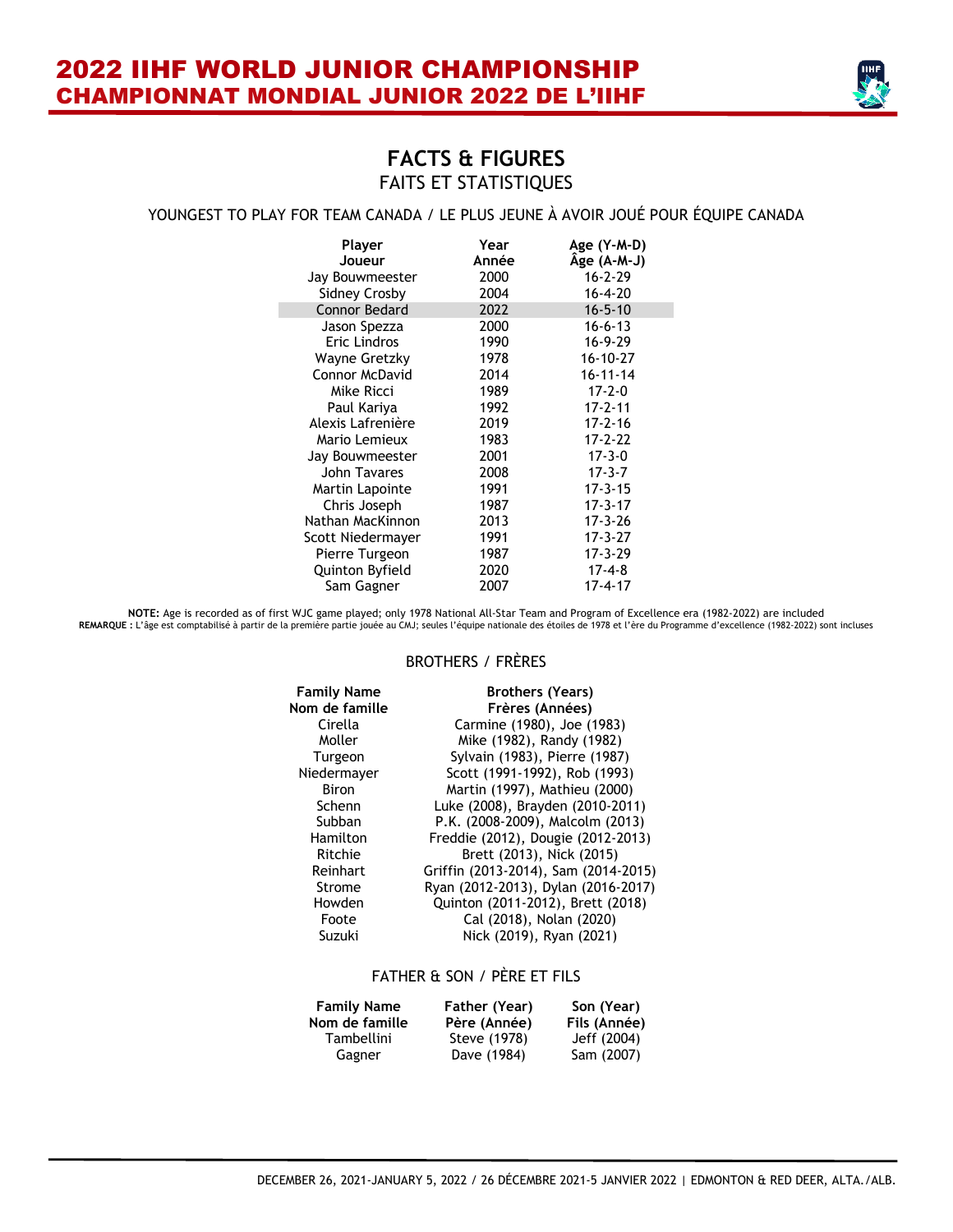# FACTS & FIGURES
## FAITS ET STATISTIQUES

### YOUNGEST TO PLAY FOR TEAM CANADA / LE PLUS JEUNE À AVOIR JOUÉ POUR ÉQUIPE CANADA

| Player<br>Joueur | Year<br>Année | Age (Y-M-D)<br>Âge (A-M-J) |
|---|---|---|
| Jay Bouwmeester | 2000 | 16-2-29 |
| Sidney Crosby | 2004 | 16-4-20 |
| Connor Bedard | 2022 | 16-5-10 |
| Jason Spezza | 2000 | 16-6-13 |
| Eric Lindros | 1990 | 16-9-29 |
| Wayne Gretzky | 1978 | 16-10-27 |
| Connor McDavid | 2014 | 16-11-14 |
| Mike Ricci | 1989 | 17-2-0 |
| Paul Kariya | 1992 | 17-2-11 |
| Alexis Lafrenière | 2019 | 17-2-16 |
| Mario Lemieux | 1983 | 17-2-22 |
| Jay Bouwmeester | 2001 | 17-3-0 |
| John Tavares | 2008 | 17-3-7 |
| Martin Lapointe | 1991 | 17-3-15 |
| Chris Joseph | 1987 | 17-3-17 |
| Nathan MacKinnon | 2013 | 17-3-26 |
| Scott Niedermayer | 1991 | 17-3-27 |
| Pierre Turgeon | 1987 | 17-3-29 |
| Quinton Byfield | 2020 | 17-4-8 |
| Sam Gagner | 2007 | 17-4-17 |

**NOTE:** Age is recorded as of first WJC game played; only 1978 National All-Star Team and Program of Excellence era (1982-2022) are included
**REMARQUE :** L'âge est comptabilisé à partir de la première partie jouée au CMJ; seules l'équipe nationale des étoiles de 1978 et l'ère du Programme d'excellence (1982-2022) sont incluses

### BROTHERS / FRÈRES

| Family Name<br>Nom de famille | Brothers (Years)<br>Frères (Années) |
|---|---|
| Cirella | Carmine (1980), Joe (1983) |
| Moller | Mike (1982), Randy (1982) |
| Turgeon | Sylvain (1983), Pierre (1987) |
| Niedermayer | Scott (1991-1992), Rob (1993) |
| Biron | Martin (1997), Mathieu (2000) |
| Schenn | Luke (2008), Brayden (2010-2011) |
| Subban | P.K. (2008-2009), Malcolm (2013) |
| Hamilton | Freddie (2012), Dougie (2012-2013) |
| Ritchie | Brett (2013), Nick (2015) |
| Reinhart | Griffin (2013-2014), Sam (2014-2015) |
| Strome | Ryan (2012-2013), Dylan (2016-2017) |
| Howden | Quinton (2011-2012), Brett (2018) |
| Foote | Cal (2018), Nolan (2020) |
| Suzuki | Nick (2019), Ryan (2021) |

### FATHER & SON / PÈRE ET FILS

| Family Name<br>Nom de famille | Father (Year)<br>Père (Année) | Son (Year)<br>Fils (Année) |
|---|---|---|
| Tambellini | Steve (1978) | Jeff (2004) |
| Gagner | Dave (1984) | Sam (2007) |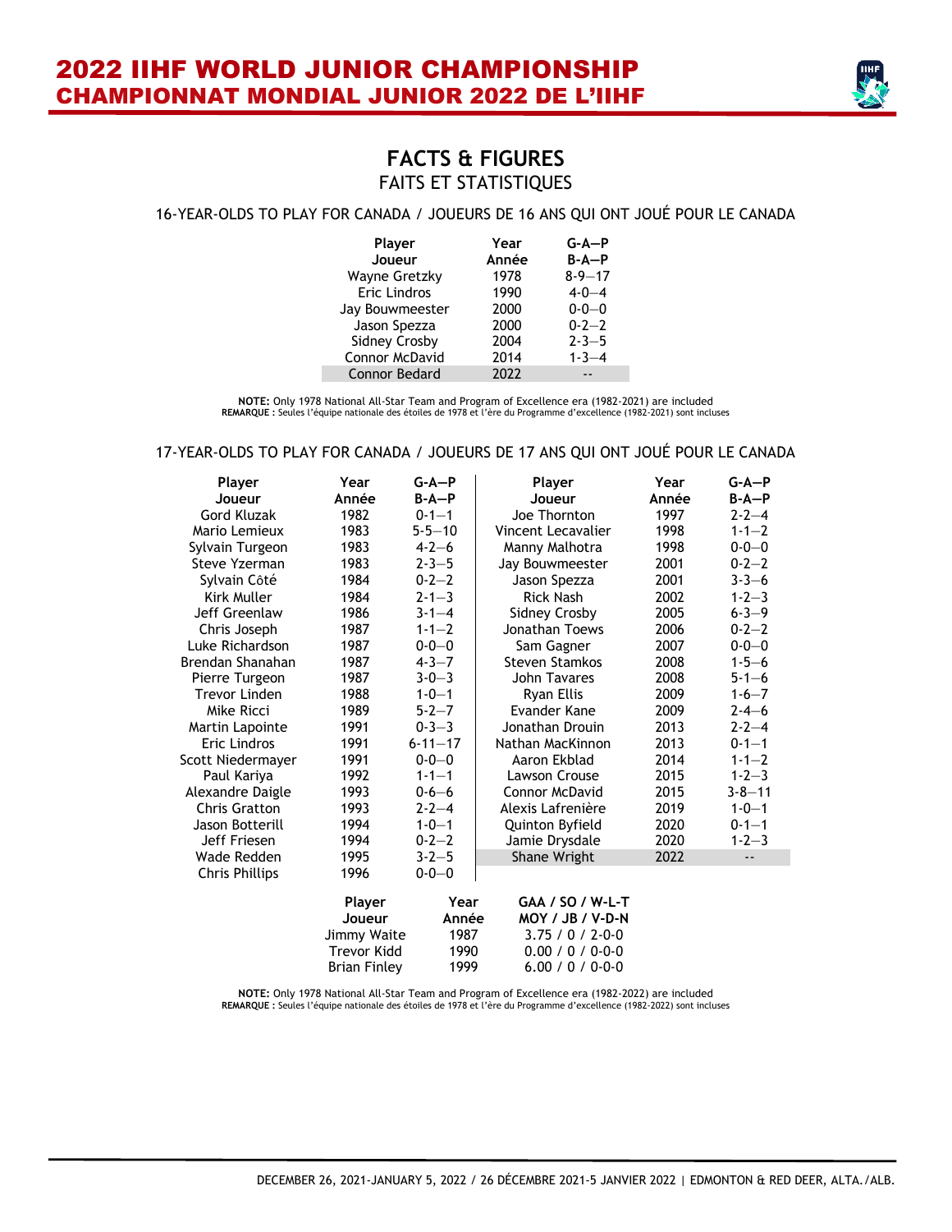# FACTS & FIGURES
## FAITS ET STATISTIQUES

### 16-YEAR-OLDS TO PLAY FOR CANADA / JOUEURS DE 16 ANS QUI ONT JOUÉ POUR LE CANADA

| Player<br>Joueur | Year<br>Année | G-A—P<br>B-A—P |
|---|---|---|
| Wayne Gretzky | 1978 | 8-9—17 |
| Eric Lindros | 1990 | 4-0—4 |
| Jay Bouwmeester | 2000 | 0-0—0 |
| Jason Spezza | 2000 | 0-2—2 |
| Sidney Crosby | 2004 | 2-3—5 |
| Connor McDavid | 2014 | 1-3—4 |
| Connor Bedard | 2022 | -- |

**NOTE:** Only 1978 National All-Star Team and Program of Excellence era (1982-2021) are included
**REMARQUE :** Seules l'équipe nationale des étoiles de 1978 et l'ère du Programme d'excellence (1982-2021) sont incluses

### 17-YEAR-OLDS TO PLAY FOR CANADA / JOUEURS DE 17 ANS QUI ONT JOUÉ POUR LE CANADA

| Player<br>Joueur | Year<br>Année | G-A—P<br>B-A—P |
|---|---|---|
| Gord Kluzak | 1982 | 0-1—1 |
| Mario Lemieux | 1983 | 5-5—10 |
| Sylvain Turgeon | 1983 | 4-2—6 |
| Steve Yzerman | 1983 | 2-3—5 |
| Sylvain Côté | 1984 | 0-2—2 |
| Kirk Muller | 1984 | 2-1—3 |
| Jeff Greenlaw | 1986 | 3-1—4 |
| Chris Joseph | 1987 | 1-1—2 |
| Luke Richardson | 1987 | 0-0—0 |
| Brendan Shanahan | 1987 | 4-3—7 |
| Pierre Turgeon | 1987 | 3-0—3 |
| Trevor Linden | 1988 | 1-0—1 |
| Mike Ricci | 1989 | 5-2—7 |
| Martin Lapointe | 1991 | 0-3—3 |
| Eric Lindros | 1991 | 6-11—17 |
| Scott Niedermayer | 1991 | 0-0—0 |
| Paul Kariya | 1992 | 1-1—1 |
| Alexandre Daigle | 1993 | 0-6—6 |
| Chris Gratton | 1993 | 2-2—4 |
| Jason Botterill | 1994 | 1-0—1 |
| Jeff Friesen | 1994 | 0-2—2 |
| Wade Redden | 1995 | 3-2—5 |
| Chris Phillips | 1996 | 0-0—0 |
| Joe Thornton | 1997 | 2-2—4 |
| Vincent Lecavalier | 1998 | 1-1—2 |
| Manny Malhotra | 1998 | 0-0—0 |
| Jay Bouwmeester | 2001 | 0-2—2 |
| Jason Spezza | 2001 | 3-3—6 |
| Rick Nash | 2002 | 1-2—3 |
| Sidney Crosby | 2005 | 6-3—9 |
| Jonathan Toews | 2006 | 0-2—2 |
| Sam Gagner | 2007 | 0-0—0 |
| Steven Stamkos | 2008 | 1-5—6 |
| John Tavares | 2008 | 5-1—6 |
| Ryan Ellis | 2009 | 1-6—7 |
| Evander Kane | 2009 | 2-4—6 |
| Jonathan Drouin | 2013 | 2-2—4 |
| Nathan MacKinnon | 2013 | 0-1—1 |
| Aaron Ekblad | 2014 | 1-1—2 |
| Lawson Crouse | 2015 | 1-2—3 |
| Connor McDavid | 2015 | 3-8—11 |
| Alexis Lafrenière | 2019 | 1-0—1 |
| Quinton Byfield | 2020 | 0-1—1 |
| Jamie Drysdale | 2020 | 1-2—3 |
| Shane Wright | 2022 | -- |

| Player<br>Joueur | Year<br>Année | GAA / SO / W-L-T<br>MOY / JB / V-D-N |
|---|---|---|
| Jimmy Waite | 1987 | 3.75 / 0 / 2-0-0 |
| Trevor Kidd | 1990 | 0.00 / 0 / 0-0-0 |
| Brian Finley | 1999 | 6.00 / 0 / 0-0-0 |

**NOTE:** Only 1978 National All-Star Team and Program of Excellence era (1982-2022) are included
**REMARQUE :** Seules l'équipe nationale des étoiles de 1978 et l'ère du Programme d'excellence (1982-2022) sont incluses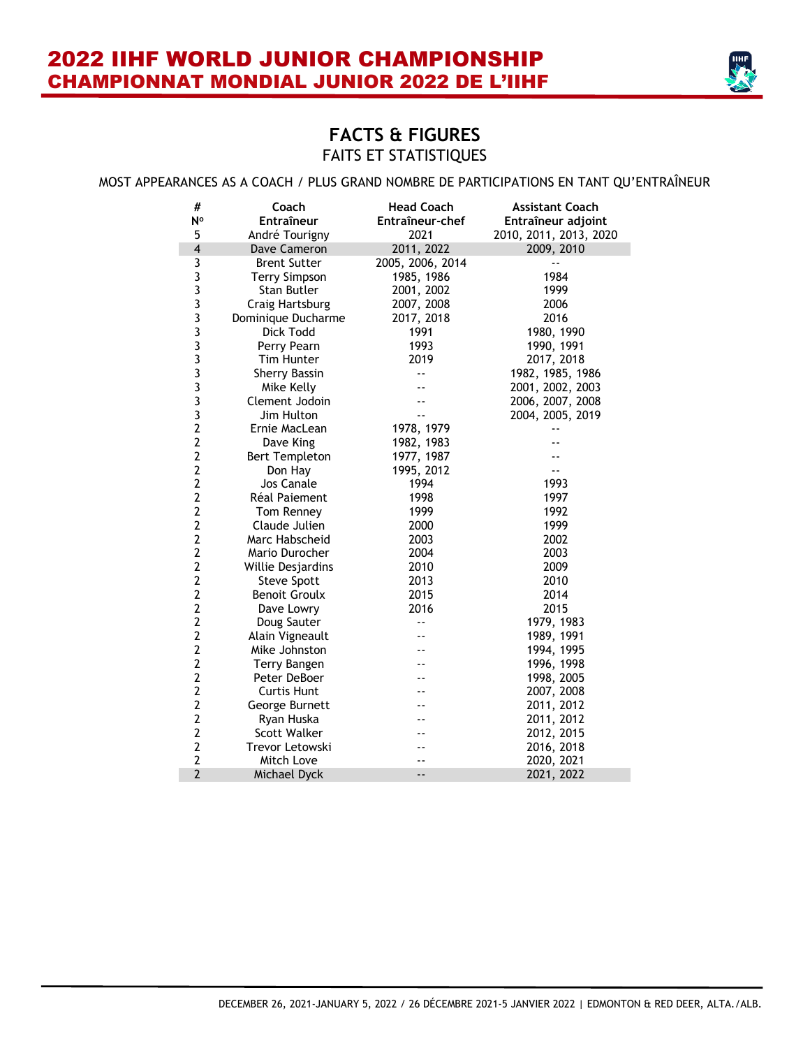# FACTS & FIGURES

FAITS ET STATISTIQUES

MOST APPEARANCES AS A COACH / PLUS GRAND NOMBRE DE PARTICIPATIONS EN TANT QU'ENTRAÎNEUR

| # Nº | Coach Entraîneur | Head Coach Entraîneur-chef | Assistant Coach Entraîneur adjoint |
|---|---|---|---|
| 5 | André Tourigny | 2021 | 2010, 2011, 2013, 2020 |
| 4 | Dave Cameron | 2011, 2022 | 2009, 2010 |
| 3 | Brent Sutter | 2005, 2006, 2014 | -- |
| 3 | Terry Simpson | 1985, 1986 | 1984 |
| 3 | Stan Butler | 2001, 2002 | 1999 |
| 3 | Craig Hartsburg | 2007, 2008 | 2006 |
| 3 | Dominique Ducharme | 2017, 2018 | 2016 |
| 3 | Dick Todd | 1991 | 1980, 1990 |
| 3 | Perry Pearn | 1993 | 1990, 1991 |
| 3 | Tim Hunter | 2019 | 2017, 2018 |
| 3 | Sherry Bassin | -- | 1982, 1985, 1986 |
| 3 | Mike Kelly | -- | 2001, 2002, 2003 |
| 3 | Clement Jodoin | -- | 2006, 2007, 2008 |
| 3 | Jim Hulton | -- | 2004, 2005, 2019 |
| 2 | Ernie MacLean | 1978, 1979 | -- |
| 2 | Dave King | 1982, 1983 | -- |
| 2 | Bert Templeton | 1977, 1987 | -- |
| 2 | Don Hay | 1995, 2012 | -- |
| 2 | Jos Canale | 1994 | 1993 |
| 2 | Réal Paiement | 1998 | 1997 |
| 2 | Tom Renney | 1999 | 1992 |
| 2 | Claude Julien | 2000 | 1999 |
| 2 | Marc Habscheid | 2003 | 2002 |
| 2 | Mario Durocher | 2004 | 2003 |
| 2 | Willie Desjardins | 2010 | 2009 |
| 2 | Steve Spott | 2013 | 2010 |
| 2 | Benoit Groulx | 2015 | 2014 |
| 2 | Dave Lowry | 2016 | 2015 |
| 2 | Doug Sauter | -- | 1979, 1983 |
| 2 | Alain Vigneault | -- | 1989, 1991 |
| 2 | Mike Johnston | -- | 1994, 1995 |
| 2 | Terry Bangen | -- | 1996, 1998 |
| 2 | Peter DeBoer | -- | 1998, 2005 |
| 2 | Curtis Hunt | -- | 2007, 2008 |
| 2 | George Burnett | -- | 2011, 2012 |
| 2 | Ryan Huska | -- | 2011, 2012 |
| 2 | Scott Walker | -- | 2012, 2015 |
| 2 | Trevor Letowski | -- | 2016, 2018 |
| 2 | Mitch Love | -- | 2020, 2021 |
| 2 | Michael Dyck | -- | 2021, 2022 |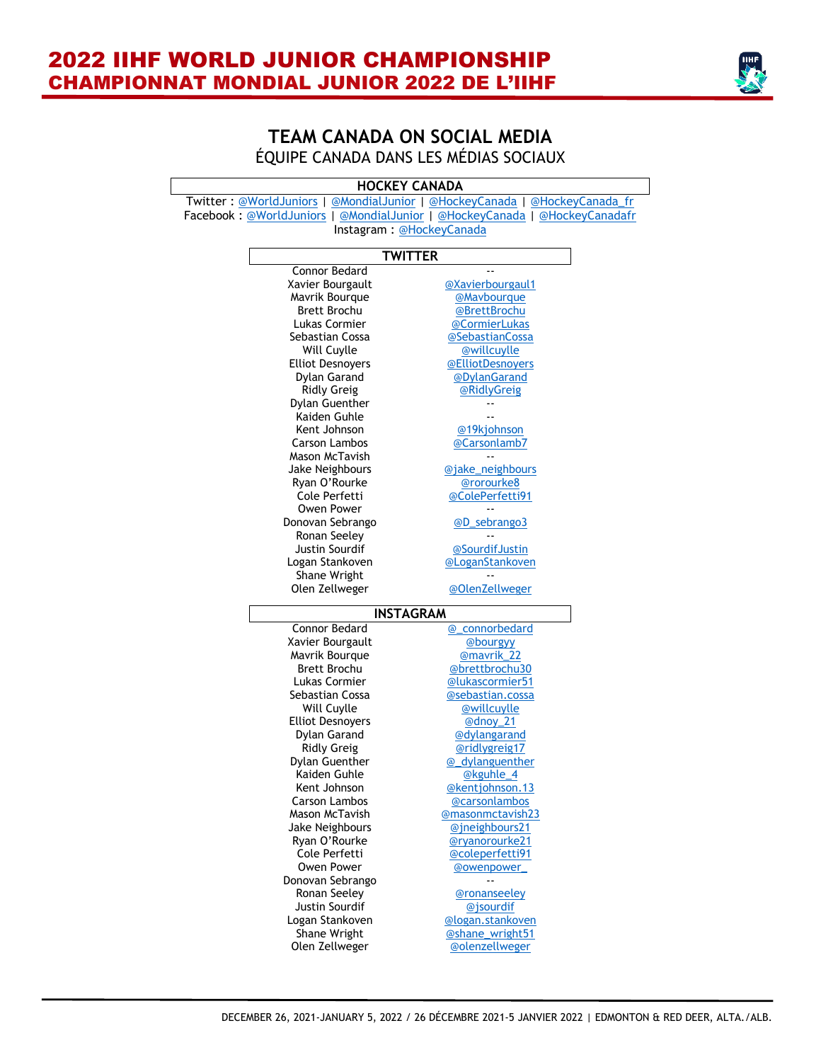# TEAM CANADA ON SOCIAL MEDIA

## ÉQUIPE CANADA DANS LES MÉDIAS SOCIAUX

### HOCKEY CANADA

Twitter : @WorldJuniors | @MondialJunior | @HockeyCanada | @HockeyCanada_fr
Facebook : @WorldJuniors | @MondialJunior | @HockeyCanada | @HockeyCanadafr
Instagram : @HockeyCanada

### TWITTER

| | |
|---|---|
| Connor Bedard | -- |
| Xavier Bourgault | @Xavierbourgaul1 |
| Mavrik Bourque | @Mavbourque |
| Brett Brochu | @BrettBrochu |
| Lukas Cormier | @CormierLukas |
| Sebastian Cossa | @SebastianCossa |
| Will Cuylle | @willcuylle |
| Elliot Desnoyers | @ElliotDesnoyers |
| Dylan Garand | @DylanGarand |
| Ridly Greig | @RidlyGreig |
| Dylan Guenther | -- |
| Kaiden Guhle | -- |
| Kent Johnson | @19kjohnson |
| Carson Lambos | @Carsonlamb7 |
| Mason McTavish | -- |
| Jake Neighbours | @jake_neighbours |
| Ryan O'Rourke | @rorourke8 |
| Cole Perfetti | @ColePerfetti91 |
| Owen Power | -- |
| Donovan Sebrango | @D_sebrango3 |
| Ronan Seeley | -- |
| Justin Sourdif | @SourdifJustin |
| Logan Stankoven | @LoganStankoven |
| Shane Wright | -- |
| Olen Zellweger | @OlenZellweger |

### INSTAGRAM

| | |
|---|---|
| Connor Bedard | @_connorbedard |
| Xavier Bourgault | @bourgyy |
| Mavrik Bourque | @mavrik_22 |
| Brett Brochu | @brettbrochu30 |
| Lukas Cormier | @lukascormier51 |
| Sebastian Cossa | @sebastian.cossa |
| Will Cuylle | @willcuylle |
| Elliot Desnoyers | @dnoy_21 |
| Dylan Garand | @dylangarand |
| Ridly Greig | @ridlygreig17 |
| Dylan Guenther | @_dylanguenther |
| Kaiden Guhle | @kguhle_4 |
| Kent Johnson | @kentjohnson.13 |
| Carson Lambos | @carsonlambos |
| Mason McTavish | @masonmctavish23 |
| Jake Neighbours | @jneighbours21 |
| Ryan O'Rourke | @ryanorourke21 |
| Cole Perfetti | @coleperfetti91 |
| Owen Power | @owenpower_ |
| Donovan Sebrango | -- |
| Ronan Seeley | @ronanseeley |
| Justin Sourdif | @jsourdif |
| Logan Stankoven | @logan.stankoven |
| Shane Wright | @shane_wright51 |
| Olen Zellweger | @olenzellweger |